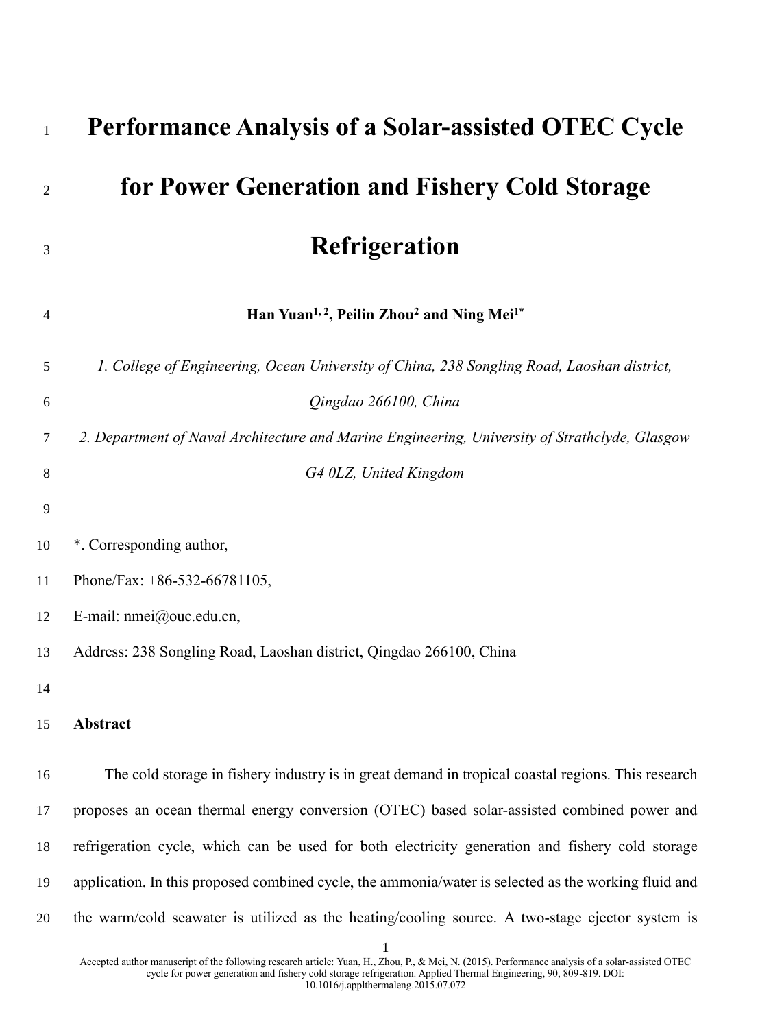# Performance Analysis of a Solar-assisted OTEC Cycle for Power Generation and Fishery Cold Storage Refrigeration

**Han Yuan[1, 2], Peilin Zhou[2] and Ning Mei[1*]**

*1. College of Engineering, Ocean University of China, 238 Songling Road, Laoshan district, Qingdao 266100, China*

*2. Department of Naval Architecture and Marine Engineering, University of Strathclyde, Glasgow G4 0LZ, United Kingdom*

*. Corresponding author,

Phone/Fax: +86-532-66781105,

E-mail: nmei@ouc.edu.cn,

Address: 238 Songling Road, Laoshan district, Qingdao 266100, China

**Abstract**

The cold storage in fishery industry is in great demand in tropical coastal regions. This research proposes an ocean thermal energy conversion (OTEC) based solar-assisted combined power and refrigeration cycle, which can be used for both electricity generation and fishery cold storage application. In this proposed combined cycle, the ammonia/water is selected as the working fluid and the warm/cold seawater is utilized as the heating/cooling source. A two-stage ejector system is

Accepted author manuscript of the following research article: Yuan, H., Zhou, P., & Mei, N. (2015). Performance analysis of a solar-assisted OTEC cycle for power generation and fishery cold storage refrigeration. Applied Thermal Engineering, 90, 809-819. DOI: 10.1016/j.applthermaleng.2015.07.072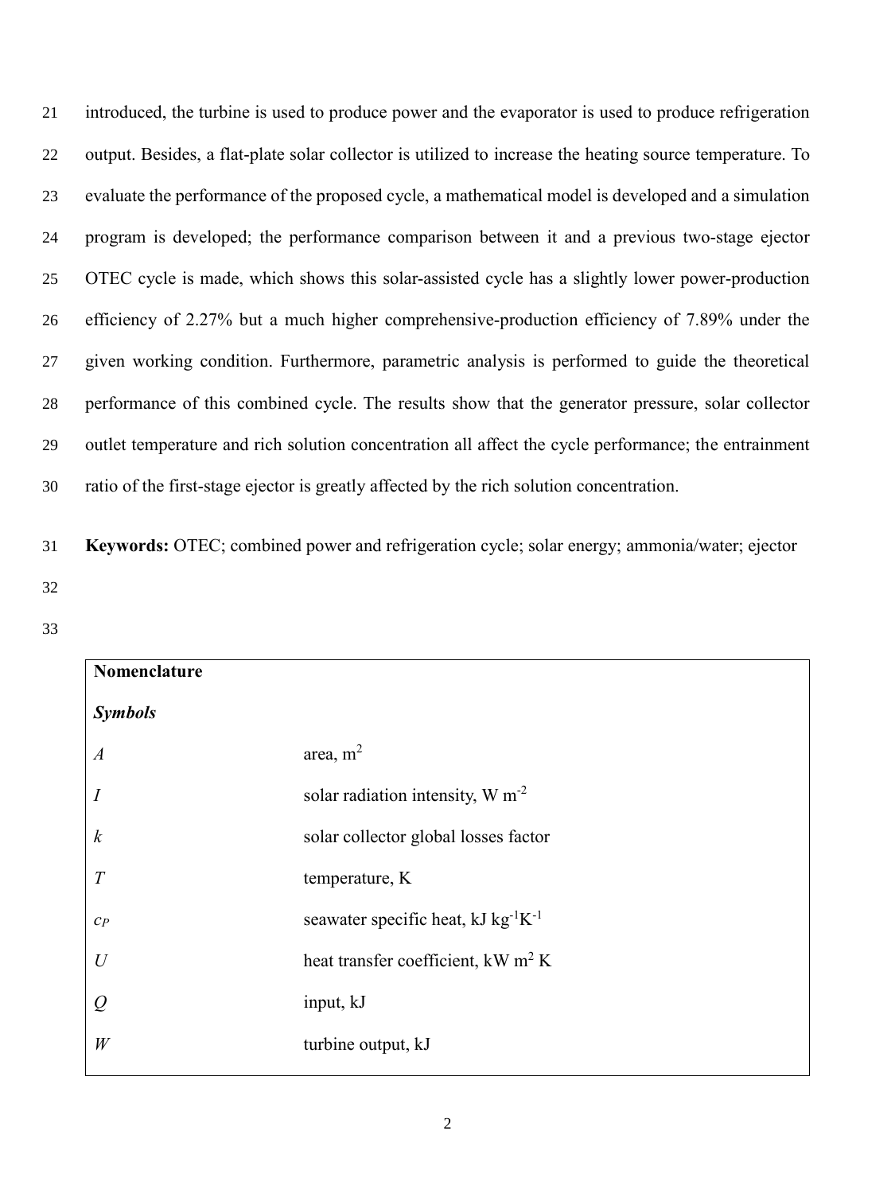introduced, the turbine is used to produce power and the evaporator is used to produce refrigeration output. Besides, a flat-plate solar collector is utilized to increase the heating source temperature. To evaluate the performance of the proposed cycle, a mathematical model is developed and a simulation program is developed; the performance comparison between it and a previous two-stage ejector OTEC cycle is made, which shows this solar-assisted cycle has a slightly lower power-production efficiency of 2.27% but a much higher comprehensive-production efficiency of 7.89% under the given working condition. Furthermore, parametric analysis is performed to guide the theoretical performance of this combined cycle. The results show that the generator pressure, solar collector outlet temperature and rich solution concentration all affect the cycle performance; the entrainment ratio of the first-stage ejector is greatly affected by the rich solution concentration.

**Keywords:** OTEC; combined power and refrigeration cycle; solar energy; ammonia/water; ejector

| **Nomenclature** | |
|---|---|
| ***Symbols*** | |
| $A$ | area, $m^2$ |
| $I$ | solar radiation intensity, W $m^{-2}$ |
| $k$ | solar collector global losses factor |
| $T$ | temperature, K |
| $c_P$ | seawater specific heat, kJ $kg^{-1}K^{-1}$ |
| $U$ | heat transfer coefficient, kW $m^2$ K |
| $Q$ | input, kJ |
| $W$ | turbine output, kJ |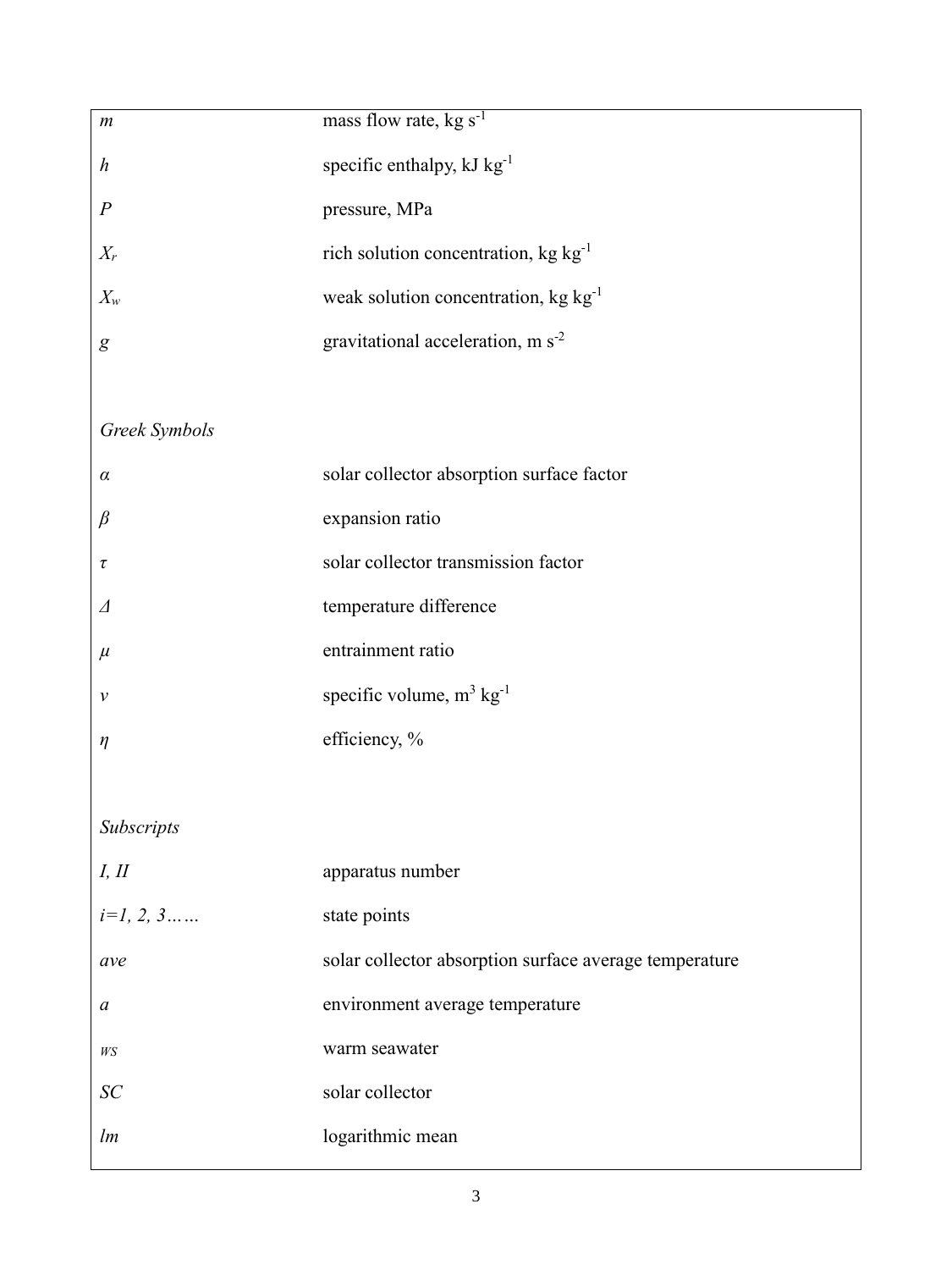| | |
|---|---|
| $m$ | mass flow rate, kg $s^{-1}$ |
| $h$ | specific enthalpy, kJ $kg^{-1}$ |
| $P$ | pressure, MPa |
| $X_r$ | rich solution concentration, kg $kg^{-1}$ |
| $X_w$ | weak solution concentration, kg $kg^{-1}$ |
| $g$ | gravitational acceleration, m $s^{-2}$ |
| | |
| *Greek Symbols* | |
| $\alpha$ | solar collector absorption surface factor |
| $\beta$ | expansion ratio |
| $\tau$ | solar collector transmission factor |
| $\Delta$ | temperature difference |
| $\mu$ | entrainment ratio |
| $v$ | specific volume, $m^3$ $kg^{-1}$ |
| $\eta$ | efficiency, % |
| | |
| *Subscripts* | |
| *I, II* | apparatus number |
| *i=1, 2, 3……* | state points |
| *ave* | solar collector absorption surface average temperature |
| *a* | environment average temperature |
| *ws* | warm seawater |
| *SC* | solar collector |
| *lm* | logarithmic mean |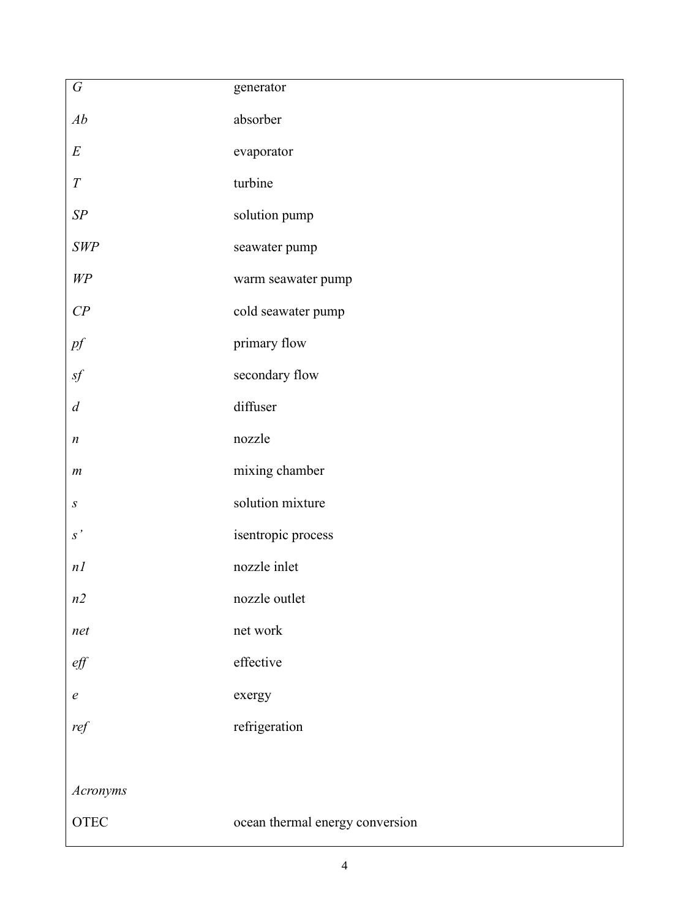| | |
|---|---|
| $G$ | generator |
| $Ab$ | absorber |
| $E$ | evaporator |
| $T$ | turbine |
| $SP$ | solution pump |
| $SWP$ | seawater pump |
| $WP$ | warm seawater pump |
| $CP$ | cold seawater pump |
| $pf$ | primary flow |
| $sf$ | secondary flow |
| $d$ | diffuser |
| $n$ | nozzle |
| $m$ | mixing chamber |
| $s$ | solution mixture |
| $s'$ | isentropic process |
| $n1$ | nozzle inlet |
| $n2$ | nozzle outlet |
| $net$ | net work |
| $eff$ | effective |
| $e$ | exergy |
| $ref$ | refrigeration |
| | |
| *Acronyms* | |
| OTEC | ocean thermal energy conversion |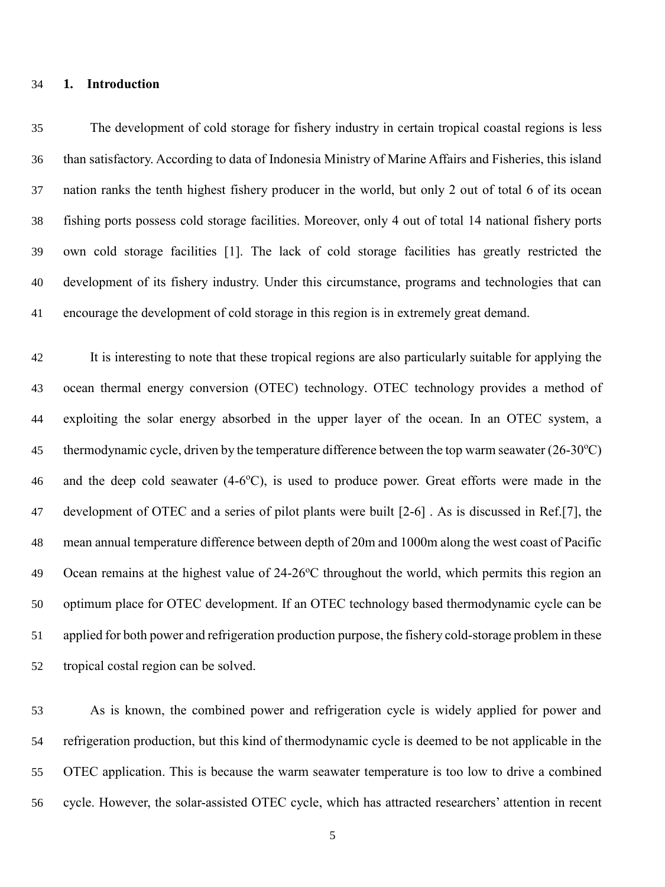# 1. Introduction

The development of cold storage for fishery industry in certain tropical coastal regions is less than satisfactory. According to data of Indonesia Ministry of Marine Affairs and Fisheries, this island nation ranks the tenth highest fishery producer in the world, but only 2 out of total 6 of its ocean fishing ports possess cold storage facilities. Moreover, only 4 out of total 14 national fishery ports own cold storage facilities [1]. The lack of cold storage facilities has greatly restricted the development of its fishery industry. Under this circumstance, programs and technologies that can encourage the development of cold storage in this region is in extremely great demand.

It is interesting to note that these tropical regions are also particularly suitable for applying the ocean thermal energy conversion (OTEC) technology. OTEC technology provides a method of exploiting the solar energy absorbed in the upper layer of the ocean. In an OTEC system, a thermodynamic cycle, driven by the temperature difference between the top warm seawater (26-30$^oC$) and the deep cold seawater (4-6$^oC$), is used to produce power. Great efforts were made in the development of OTEC and a series of pilot plants were built [2-6] . As is discussed in Ref.[7], the mean annual temperature difference between depth of 20m and 1000m along the west coast of Pacific Ocean remains at the highest value of 24-26$^oC$ throughout the world, which permits this region an optimum place for OTEC development. If an OTEC technology based thermodynamic cycle can be applied for both power and refrigeration production purpose, the fishery cold-storage problem in these tropical costal region can be solved.

As is known, the combined power and refrigeration cycle is widely applied for power and refrigeration production, but this kind of thermodynamic cycle is deemed to be not applicable in the OTEC application. This is because the warm seawater temperature is too low to drive a combined cycle. However, the solar-assisted OTEC cycle, which has attracted researchers' attention in recent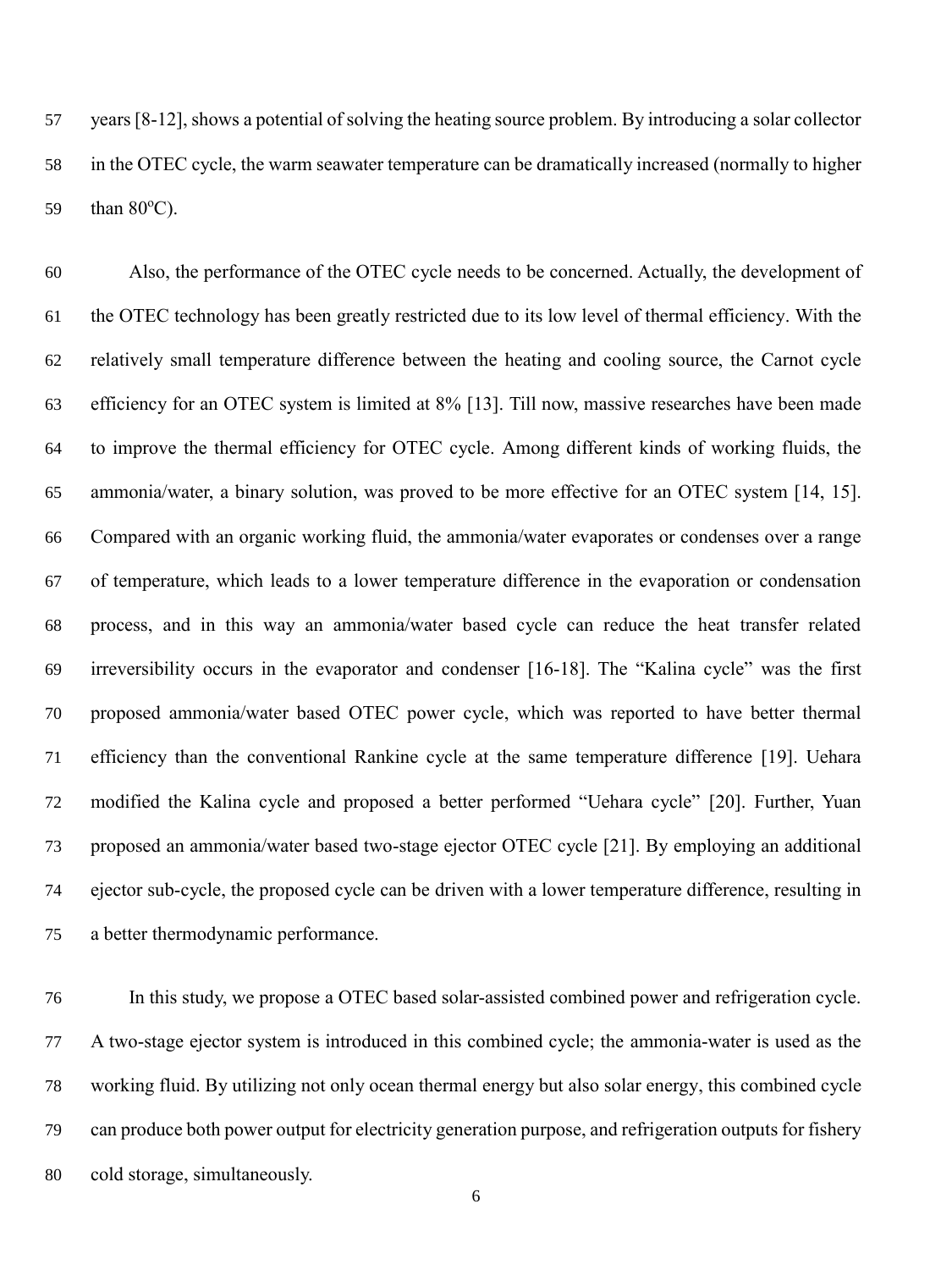years [8-12], shows a potential of solving the heating source problem. By introducing a solar collector in the OTEC cycle, the warm seawater temperature can be dramatically increased (normally to higher than 80$^{o}$C).

Also, the performance of the OTEC cycle needs to be concerned. Actually, the development of the OTEC technology has been greatly restricted due to its low level of thermal efficiency. With the relatively small temperature difference between the heating and cooling source, the Carnot cycle efficiency for an OTEC system is limited at 8% [13]. Till now, massive researches have been made to improve the thermal efficiency for OTEC cycle. Among different kinds of working fluids, the ammonia/water, a binary solution, was proved to be more effective for an OTEC system [14, 15]. Compared with an organic working fluid, the ammonia/water evaporates or condenses over a range of temperature, which leads to a lower temperature difference in the evaporation or condensation process, and in this way an ammonia/water based cycle can reduce the heat transfer related irreversibility occurs in the evaporator and condenser [16-18]. The "Kalina cycle" was the first proposed ammonia/water based OTEC power cycle, which was reported to have better thermal efficiency than the conventional Rankine cycle at the same temperature difference [19]. Uehara modified the Kalina cycle and proposed a better performed "Uehara cycle" [20]. Further, Yuan proposed an ammonia/water based two-stage ejector OTEC cycle [21]. By employing an additional ejector sub-cycle, the proposed cycle can be driven with a lower temperature difference, resulting in a better thermodynamic performance.

In this study, we propose a OTEC based solar-assisted combined power and refrigeration cycle. A two-stage ejector system is introduced in this combined cycle; the ammonia-water is used as the working fluid. By utilizing not only ocean thermal energy but also solar energy, this combined cycle can produce both power output for electricity generation purpose, and refrigeration outputs for fishery cold storage, simultaneously.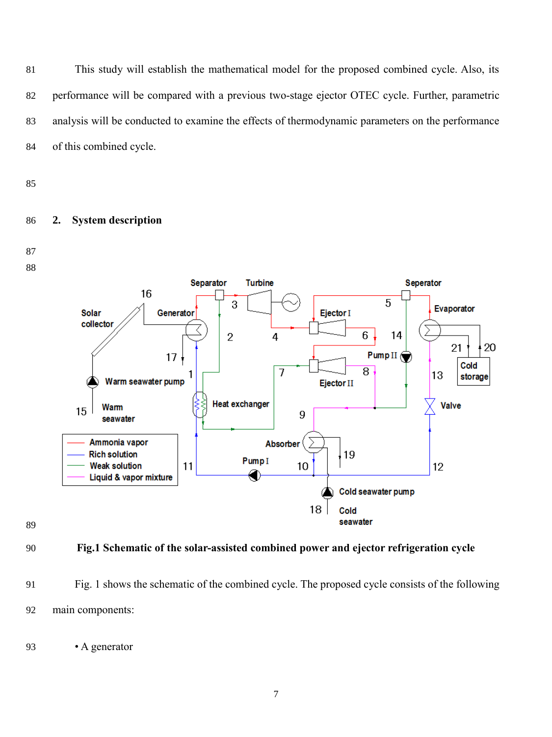This study will establish the mathematical model for the proposed combined cycle. Also, its performance will be compared with a previous two-stage ejector OTEC cycle. Further, parametric analysis will be conducted to examine the effects of thermodynamic parameters on the performance of this combined cycle.

## 2. System description

**Fig.1 Schematic of the solar-assisted combined power and ejector refrigeration cycle**

Fig. 1 shows the schematic of the combined cycle. The proposed cycle consists of the following main components:

- A generator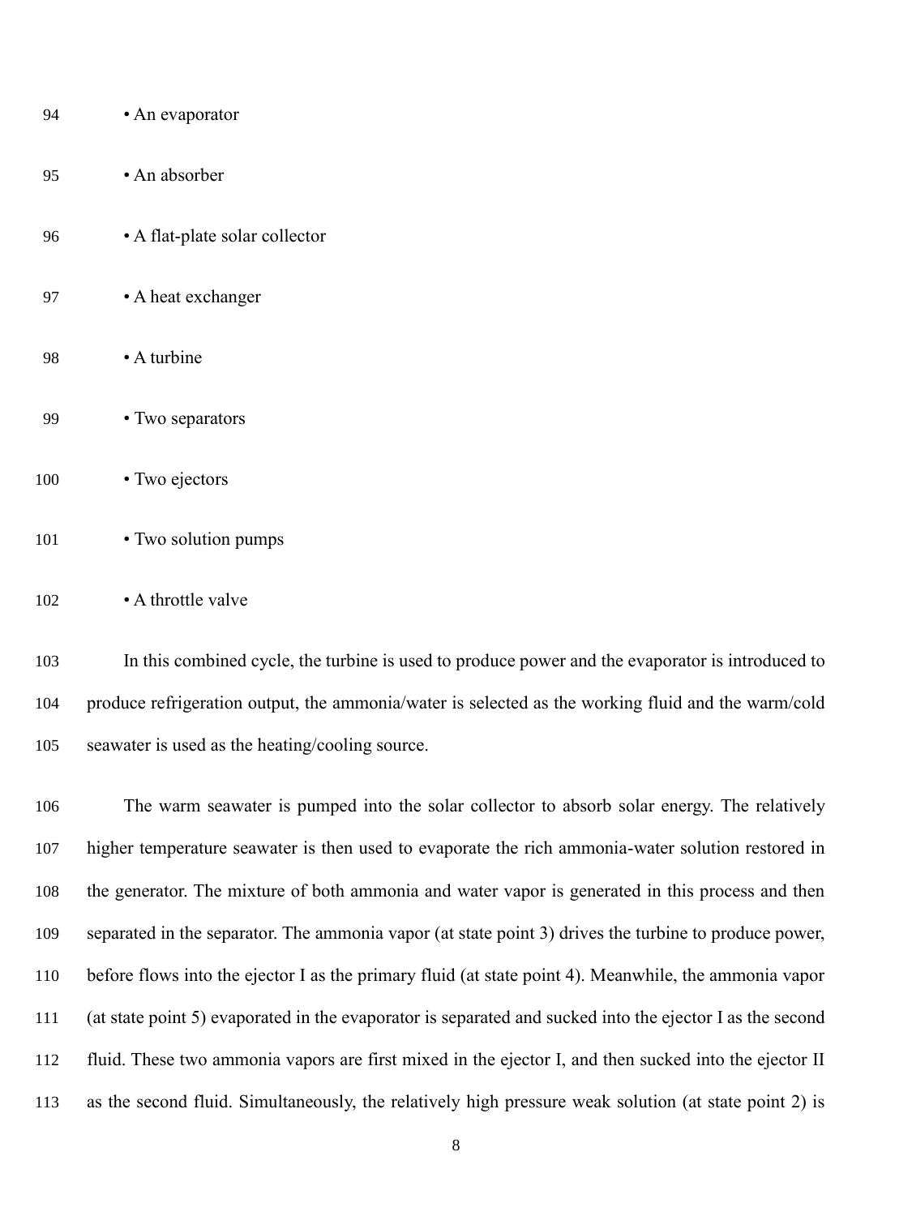- An evaporator
- An absorber
- A flat-plate solar collector
- A heat exchanger
- A turbine
- Two separators
- Two ejectors
- Two solution pumps
- A throttle valve

In this combined cycle, the turbine is used to produce power and the evaporator is introduced to produce refrigeration output, the ammonia/water is selected as the working fluid and the warm/cold seawater is used as the heating/cooling source.

The warm seawater is pumped into the solar collector to absorb solar energy. The relatively higher temperature seawater is then used to evaporate the rich ammonia-water solution restored in the generator. The mixture of both ammonia and water vapor is generated in this process and then separated in the separator. The ammonia vapor (at state point 3) drives the turbine to produce power, before flows into the ejector I as the primary fluid (at state point 4). Meanwhile, the ammonia vapor (at state point 5) evaporated in the evaporator is separated and sucked into the ejector I as the second fluid. These two ammonia vapors are first mixed in the ejector I, and then sucked into the ejector II as the second fluid. Simultaneously, the relatively high pressure weak solution (at state point 2) is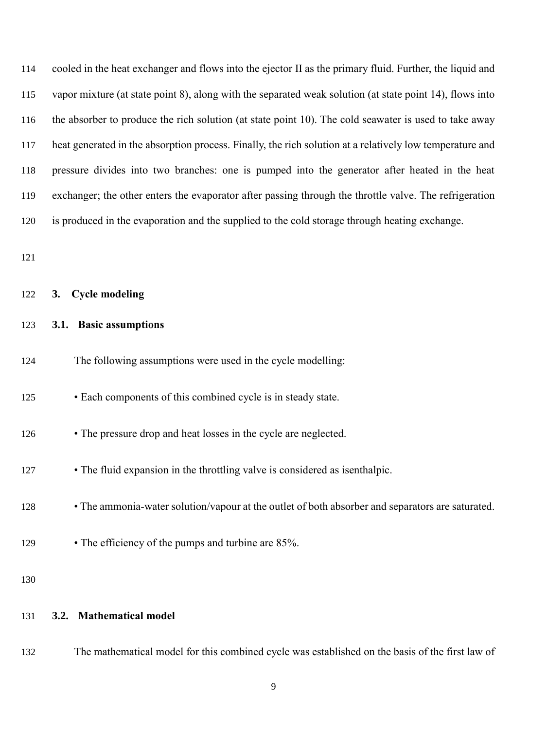cooled in the heat exchanger and flows into the ejector II as the primary fluid. Further, the liquid and vapor mixture (at state point 8), along with the separated weak solution (at state point 14), flows into the absorber to produce the rich solution (at state point 10). The cold seawater is used to take away heat generated in the absorption process. Finally, the rich solution at a relatively low temperature and pressure divides into two branches: one is pumped into the generator after heated in the heat exchanger; the other enters the evaporator after passing through the throttle valve. The refrigeration is produced in the evaporation and the supplied to the cold storage through heating exchange.

## 3. Cycle modeling

### 3.1. Basic assumptions

The following assumptions were used in the cycle modelling:

- Each components of this combined cycle is in steady state.
- The pressure drop and heat losses in the cycle are neglected.
- The fluid expansion in the throttling valve is considered as isenthalpic.
- The ammonia-water solution/vapour at the outlet of both absorber and separators are saturated.
- The efficiency of the pumps and turbine are 85%.

### 3.2. Mathematical model

The mathematical model for this combined cycle was established on the basis of the first law of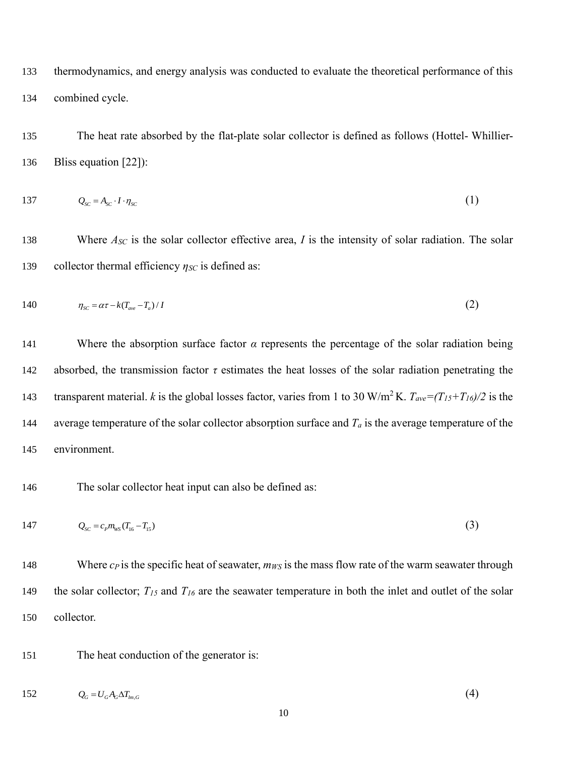thermodynamics, and energy analysis was conducted to evaluate the theoretical performance of this combined cycle.

The heat rate absorbed by the flat-plate solar collector is defined as follows (Hottel- Whillier-Bliss equation [22]):

$$Q_{SC} = A_{SC} \cdot I \cdot \eta_{SC} \tag{1}$$

Where $A_{SC}$ is the solar collector effective area, $I$ is the intensity of solar radiation. The solar collector thermal efficiency $\eta_{SC}$ is defined as:

$$\eta_{SC} = \alpha\tau - k(T_{ave} - T_a) / I \tag{2}$$

Where the absorption surface factor $\alpha$ represents the percentage of the solar radiation being absorbed, the transmission factor $\tau$ estimates the heat losses of the solar radiation penetrating the transparent material. $k$ is the global losses factor, varies from 1 to 30 W/m$^2$ K. $T_{ave}=(T_{15}+T_{16})/2$ is the average temperature of the solar collector absorption surface and $T_a$ is the average temperature of the environment.

The solar collector heat input can also be defined as:

$$Q_{SC} = c_P m_{WS} (T_{16} - T_{15}) \tag{3}$$

Where $c_P$ is the specific heat of seawater, $m_{WS}$ is the mass flow rate of the warm seawater through the solar collector; $T_{15}$ and $T_{16}$ are the seawater temperature in both the inlet and outlet of the solar collector.

The heat conduction of the generator is:

$$Q_G = U_G A_G \Delta T_{lm,G} \tag{4}$$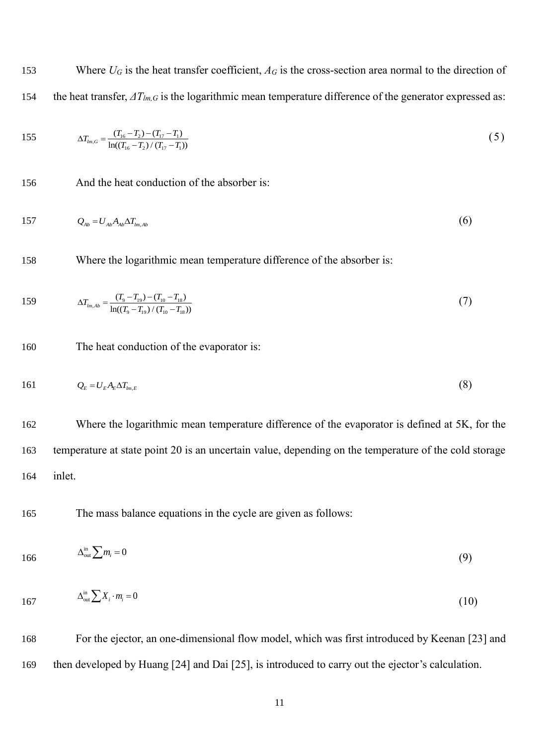Where $U_G$ is the heat transfer coefficient, $A_G$ is the cross-section area normal to the direction of the heat transfer, $\Delta T_{lm,G}$ is the logarithmic mean temperature difference of the generator expressed as:

$$\Delta T_{lm,G} = \frac{(T_{16} - T_2) - (T_{17} - T_1)}{\ln((T_{16} - T_2)/(T_{17} - T_1))} \tag{5}$$

And the heat conduction of the absorber is:

$$Q_{Ab} = U_{Ab} A_{Ab} \Delta T_{lm,Ab} \tag{6}$$

Where the logarithmic mean temperature difference of the absorber is:

$$\Delta T_{lm,Ab} = \frac{(T_9 - T_{19}) - (T_{10} - T_{18})}{\ln((T_9 - T_{19})/(T_{10} - T_{18}))} \tag{7}$$

The heat conduction of the evaporator is:

$$Q_E = U_E A_E \Delta T_{lm,E} \tag{8}$$

Where the logarithmic mean temperature difference of the evaporator is defined at 5K, for the temperature at state point 20 is an uncertain value, depending on the temperature of the cold storage inlet.

The mass balance equations in the cycle are given as follows:

$$\Delta_{\text{out}}^{\text{in}} \sum m_i = 0 \tag{9}$$

$$\Delta_{\text{out}}^{\text{in}} \sum X_i \cdot m_i = 0 \tag{10}$$

For the ejector, an one-dimensional flow model, which was first introduced by Keenan [23] and then developed by Huang [24] and Dai [25], is introduced to carry out the ejector's calculation.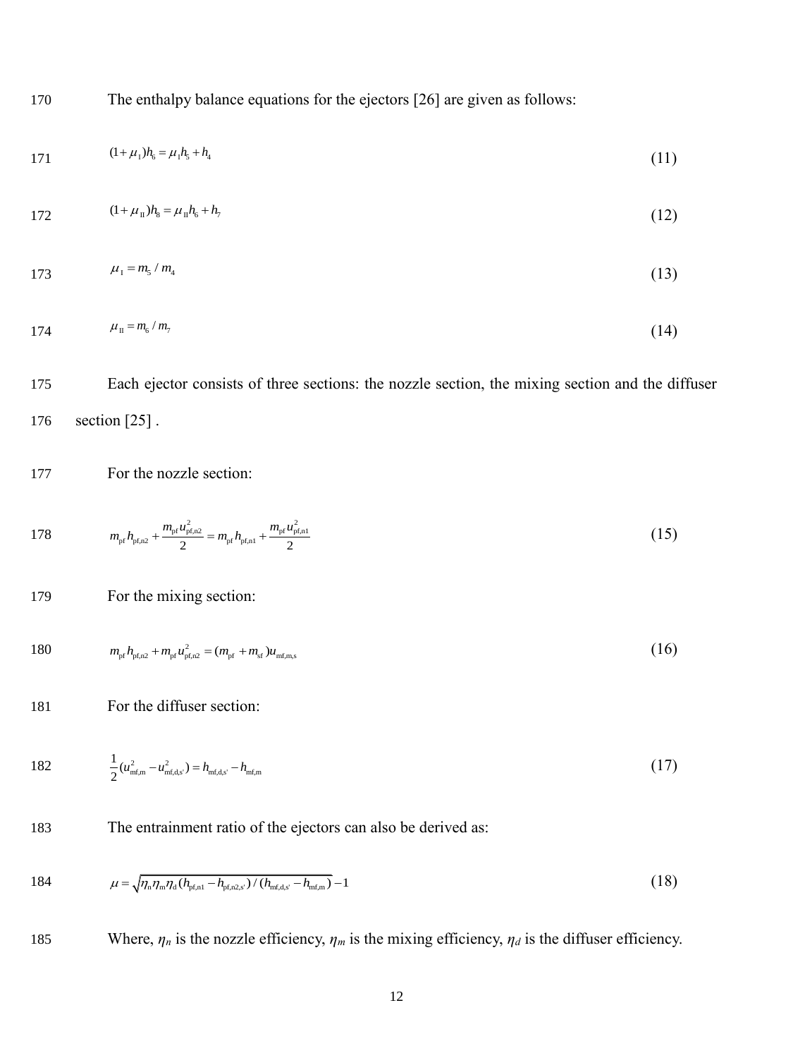The enthalpy balance equations for the ejectors [26] are given as follows:

$$(1+\mu_{\mathrm{I}})h_6 = \mu_{\mathrm{I}}h_5 + h_4 \tag{11}$$

$$(1+\mu_{\mathrm{II}})h_8 = \mu_{\mathrm{II}}h_6 + h_7 \tag{12}$$

$$\mu_{\mathrm{I}} = m_5 / m_4 \tag{13}$$

$$\mu_{\mathrm{II}} = m_6 / m_7 \tag{14}$$

Each ejector consists of three sections: the nozzle section, the mixing section and the diffuser section [25] .

For the nozzle section:

$$m_{\mathrm{pf}} h_{\mathrm{pf,n2}} + \frac{m_{\mathrm{pf}} u_{\mathrm{pf,n2}}^2}{2} = m_{\mathrm{pf}} h_{\mathrm{pf,n1}} + \frac{m_{\mathrm{pf}} u_{\mathrm{pf,n1}}^2}{2} \tag{15}$$

For the mixing section:

$$m_{\mathrm{pf}} h_{\mathrm{pf,n2}} + m_{\mathrm{pf}} u_{\mathrm{pf,n2}}^2 = (m_{\mathrm{pf}} + m_{\mathrm{sf}}) u_{\mathrm{mf,m,s}} \tag{16}$$

For the diffuser section:

$$\frac{1}{2}(u_{\mathrm{mf,m}}^2 - u_{\mathrm{mf,d,s'}}^2) = h_{\mathrm{mf,d,s'}} - h_{\mathrm{mf,m}} \tag{17}$$

The entrainment ratio of the ejectors can also be derived as:

$$\mu = \sqrt{\eta_{\mathrm{n}}\eta_{\mathrm{m}}\eta_{\mathrm{d}}(h_{\mathrm{pf,n1}} - h_{\mathrm{pf,n2,s'}}) / (h_{\mathrm{mf,d,s'}} - h_{\mathrm{mf,m}})} - 1 \tag{18}$$

Where, $\eta_n$ is the nozzle efficiency, $\eta_m$ is the mixing efficiency, $\eta_d$ is the diffuser efficiency.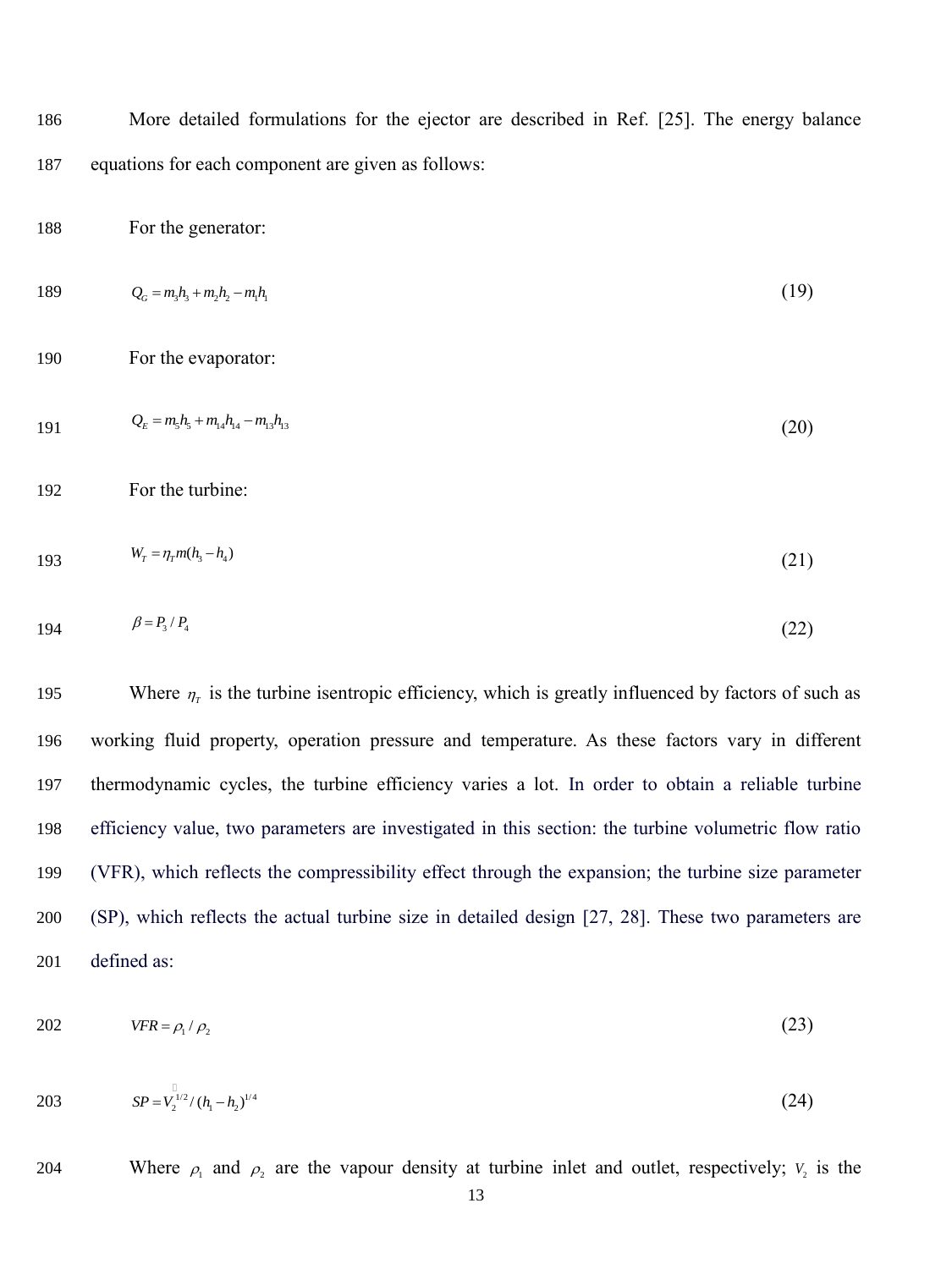More detailed formulations for the ejector are described in Ref. [25]. The energy balance equations for each component are given as follows:

For the generator:

$$Q_G = m_3 h_3 + m_2 h_2 - m_1 h_1 \tag{19}$$

For the evaporator:

$$Q_E = m_5 h_5 + m_{14} h_{14} - m_{13} h_{13} \tag{20}$$

For the turbine:

$$W_T = \eta_T m (h_3 - h_4) \tag{21}$$

$$\beta = P_3 / P_4 \tag{22}$$

Where $\eta_T$ is the turbine isentropic efficiency, which is greatly influenced by factors of such as working fluid property, operation pressure and temperature. As these factors vary in different thermodynamic cycles, the turbine efficiency varies a lot. In order to obtain a reliable turbine efficiency value, two parameters are investigated in this section: the turbine volumetric flow ratio (VFR), which reflects the compressibility effect through the expansion; the turbine size parameter (SP), which reflects the actual turbine size in detailed design [27, 28]. These two parameters are defined as:

$$VFR = \rho_1 / \rho_2 \tag{23}$$

$$SP = \dot{V}_2^{1/2} / (h_1 - h_2)^{1/4} \tag{24}$$

Where $\rho_1$ and $\rho_2$ are the vapour density at turbine inlet and outlet, respectively; $\dot{V}_2$ is the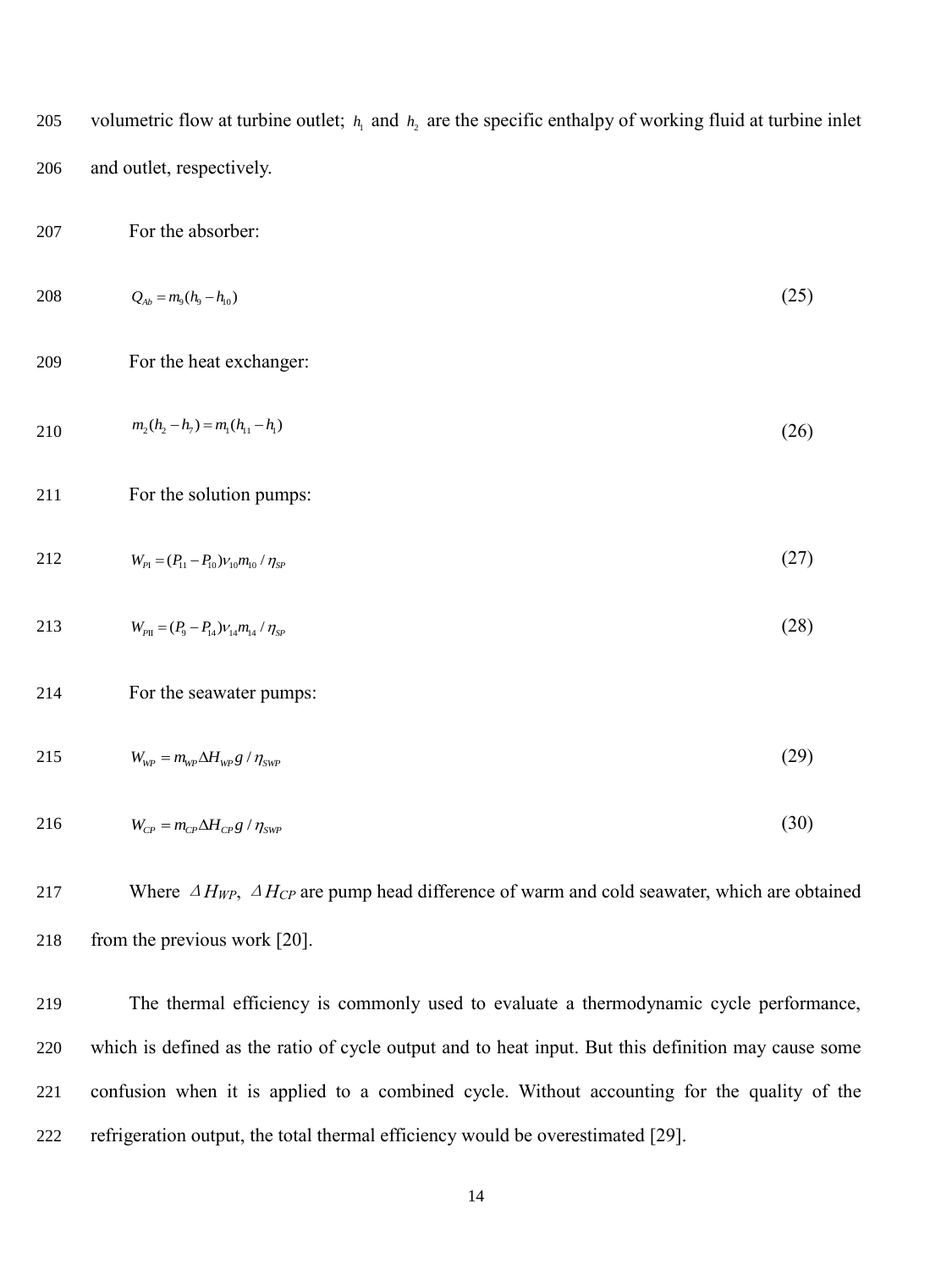volumetric flow at turbine outlet; $h_1$ and $h_2$ are the specific enthalpy of working fluid at turbine inlet and outlet, respectively.

For the absorber:

$$Q_{Ab} = m_9(h_9 - h_{10}) \tag{25}$$

For the heat exchanger:

$$m_2(h_2 - h_7) = m_1(h_{11} - h_1) \tag{26}$$

For the solution pumps:

$$W_{PI} = (P_{11} - P_{10})v_{10}m_{10} / \eta_{SP} \tag{27}$$

$$W_{PII} = (P_9 - P_{14})v_{14}m_{14} / \eta_{SP} \tag{28}$$

For the seawater pumps:

$$W_{WP} = m_{WP}\Delta H_{WP} g / \eta_{SWP} \tag{29}$$

$$W_{CP} = m_{CP}\Delta H_{CP} g / \eta_{SWP} \tag{30}$$

Where $\Delta H_{WP}$, $\Delta H_{CP}$ are pump head difference of warm and cold seawater, which are obtained from the previous work [20].

The thermal efficiency is commonly used to evaluate a thermodynamic cycle performance, which is defined as the ratio of cycle output and to heat input. But this definition may cause some confusion when it is applied to a combined cycle. Without accounting for the quality of the refrigeration output, the total thermal efficiency would be overestimated [29].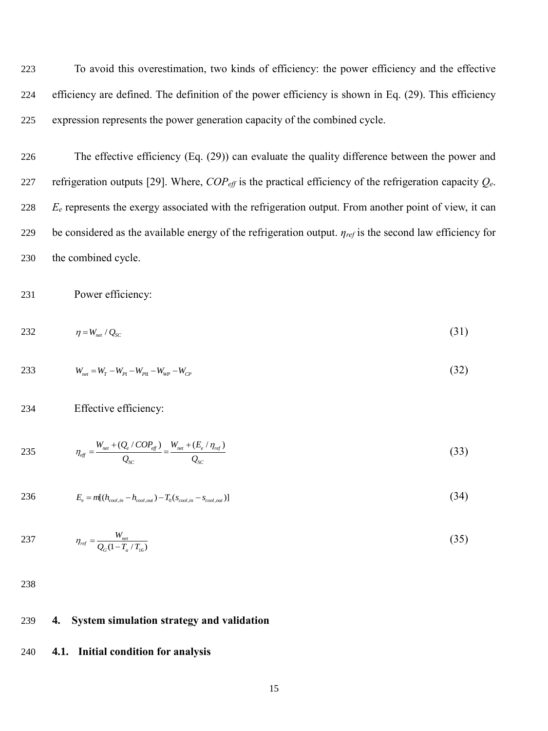To avoid this overestimation, two kinds of efficiency: the power efficiency and the effective efficiency are defined. The definition of the power efficiency is shown in Eq. (29). This efficiency expression represents the power generation capacity of the combined cycle.

The effective efficiency (Eq. (29)) can evaluate the quality difference between the power and refrigeration outputs [29]. Where, $COP_{eff}$ is the practical efficiency of the refrigeration capacity $Q_e$. $E_e$ represents the exergy associated with the refrigeration output. From another point of view, it can be considered as the available energy of the refrigeration output. $\eta_{ref}$ is the second law efficiency for the combined cycle.

Power efficiency:

$$\eta = W_{net} / Q_{SC} \tag{31}$$

$$W_{net} = W_T - W_{PI} - W_{PII} - W_{WP} - W_{CP} \tag{32}$$

Effective efficiency:

$$\eta_{eff} = \frac{W_{net} + (Q_e / COP_{eff})}{Q_{SC}} = \frac{W_{net} + (E_e / \eta_{ref})}{Q_{SC}} \tag{33}$$

$$E_e = m[(h_{cool,in} - h_{cool,out}) - T_0(s_{cool,in} - s_{cool,out})] \tag{34}$$

$$\eta_{ref} = \frac{W_{net}}{Q_G(1 - T_a / T_{16})} \tag{35}$$

## 4. System simulation strategy and validation

### 4.1. Initial condition for analysis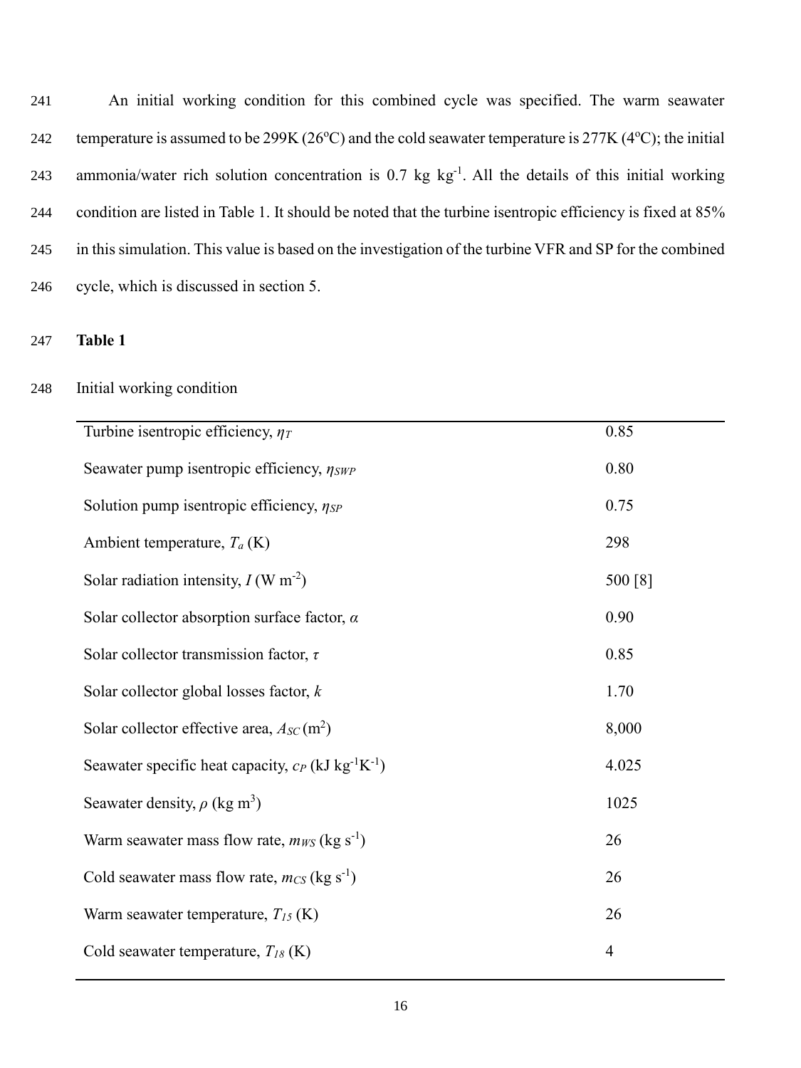An initial working condition for this combined cycle was specified. The warm seawater temperature is assumed to be 299K (26°C) and the cold seawater temperature is 277K (4°C); the initial ammonia/water rich solution concentration is 0.7 kg kg$^{-1}$. All the details of this initial working condition are listed in Table 1. It should be noted that the turbine isentropic efficiency is fixed at 85% in this simulation. This value is based on the investigation of the turbine VFR and SP for the combined cycle, which is discussed in section 5.

**Table 1**

Initial working condition

| Parameter | Value |
| --- | --- |
| Turbine isentropic efficiency, $\eta_T$ | 0.85 |
| Seawater pump isentropic efficiency, $\eta_{SWP}$ | 0.80 |
| Solution pump isentropic efficiency, $\eta_{SP}$ | 0.75 |
| Ambient temperature, $T_a$ (K) | 298 |
| Solar radiation intensity, $I$ (W m$^{-2}$) | 500 [8] |
| Solar collector absorption surface factor, $\alpha$ | 0.90 |
| Solar collector transmission factor, $\tau$ | 0.85 |
| Solar collector global losses factor, $k$ | 1.70 |
| Solar collector effective area, $A_{SC}$ (m$^2$) | 8,000 |
| Seawater specific heat capacity, $c_P$ (kJ kg$^{-1}$K$^{-1}$) | 4.025 |
| Seawater density, $\rho$ (kg m$^3$) | 1025 |
| Warm seawater mass flow rate, $m_{WS}$ (kg s$^{-1}$) | 26 |
| Cold seawater mass flow rate, $m_{CS}$ (kg s$^{-1}$) | 26 |
| Warm seawater temperature, $T_{15}$ (K) | 26 |
| Cold seawater temperature, $T_{18}$ (K) | 4 |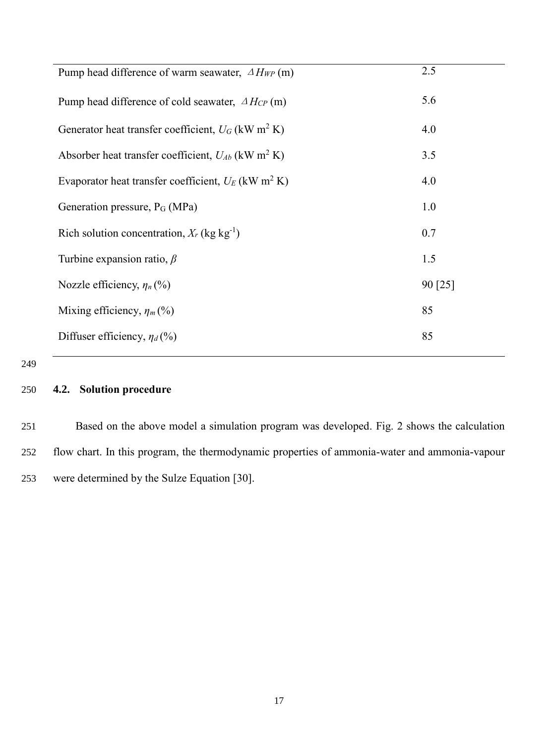| | |
|---|---|
| Pump head difference of warm seawater, $\Delta H_{WP}$ (m) | 2.5 |
| Pump head difference of cold seawater, $\Delta H_{CP}$ (m) | 5.6 |
| Generator heat transfer coefficient, $U_G$ (kW m$^2$ K) | 4.0 |
| Absorber heat transfer coefficient, $U_{Ab}$ (kW m$^2$ K) | 3.5 |
| Evaporator heat transfer coefficient, $U_E$ (kW m$^2$ K) | 4.0 |
| Generation pressure, $P_G$ (MPa) | 1.0 |
| Rich solution concentration, $X_r$ (kg kg$^{-1}$) | 0.7 |
| Turbine expansion ratio, $\beta$ | 1.5 |
| Nozzle efficiency, $\eta_n$ (%) | 90 [25] |
| Mixing efficiency, $\eta_m$ (%) | 85 |
| Diffuser efficiency, $\eta_d$ (%) | 85 |

## 4.2. Solution procedure

Based on the above model a simulation program was developed. Fig. 2 shows the calculation flow chart. In this program, the thermodynamic properties of ammonia-water and ammonia-vapour were determined by the Sulze Equation [30].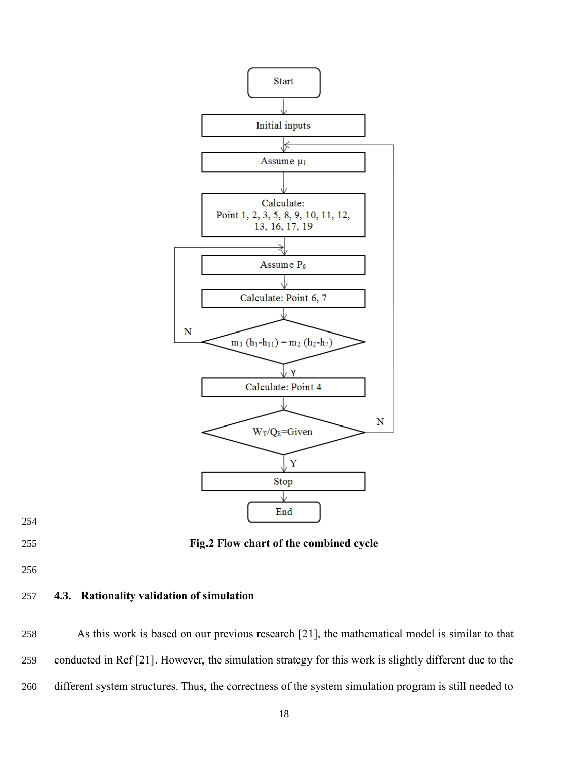Fig.2 Flow chart of the combined cycle

### 4.3. Rationality validation of simulation

As this work is based on our previous research [21], the mathematical model is similar to that conducted in Ref [21]. However, the simulation strategy for this work is slightly different due to the different system structures. Thus, the correctness of the system simulation program is still needed to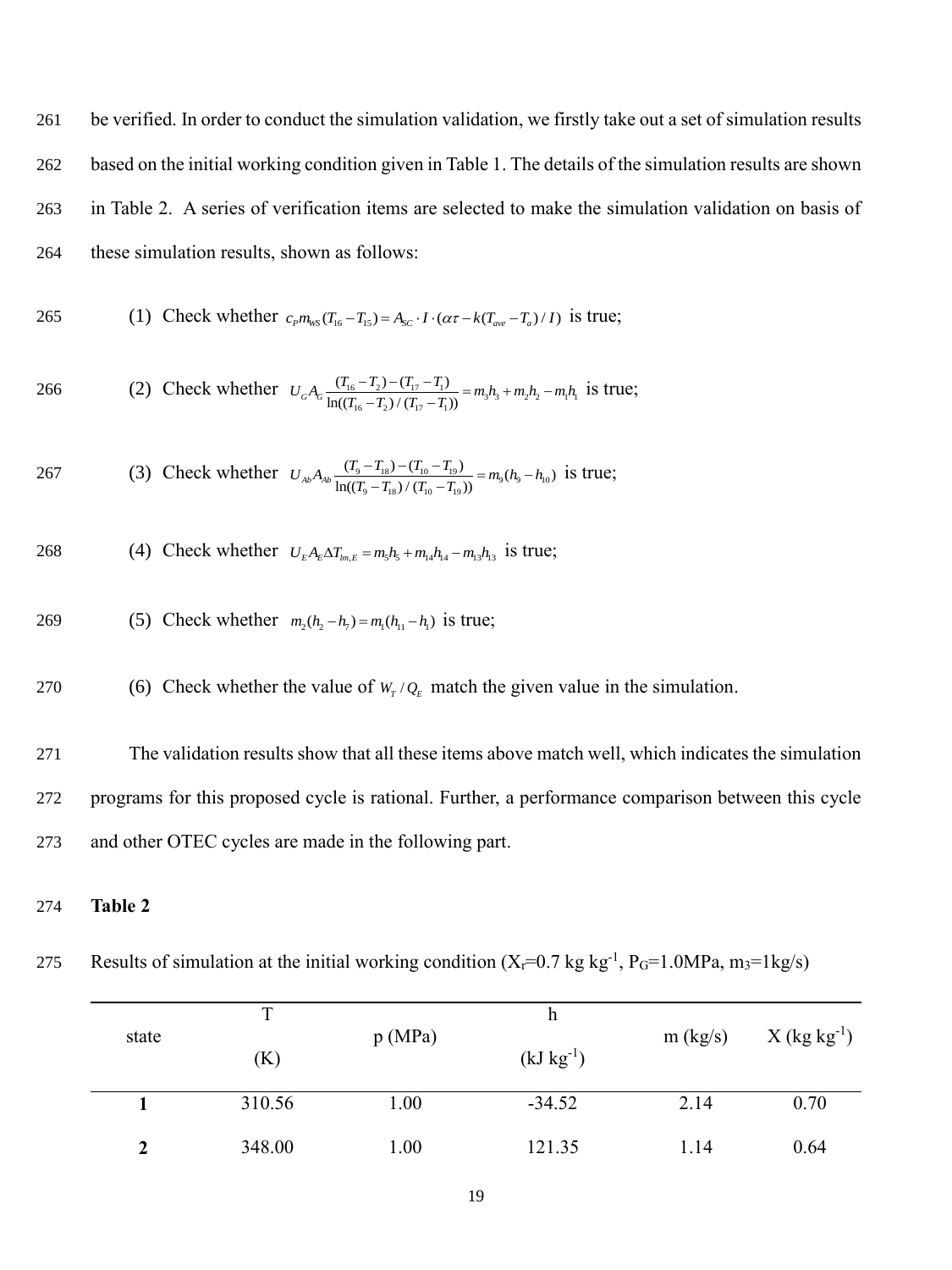be verified. In order to conduct the simulation validation, we firstly take out a set of simulation results based on the initial working condition given in Table 1. The details of the simulation results are shown in Table 2. A series of verification items are selected to make the simulation validation on basis of these simulation results, shown as follows:

(1) Check whether $c_P m_{WS}(T_{16}-T_{15}) = A_{SC} \cdot I \cdot (\alpha\tau - k(T_{ave}-T_a)/I)$ is true;

(2) Check whether $U_G A_G \frac{(T_{16}-T_2)-(T_{17}-T_1)}{\ln((T_{16}-T_2)/(T_{17}-T_1))} = m_3 h_3 + m_2 h_2 - m_1 h_1$ is true;

(3) Check whether $U_{Ab} A_{Ab} \frac{(T_9-T_{18})-(T_{10}-T_{19})}{\ln((T_9-T_{18})/(T_{10}-T_{19}))} = m_9(h_9-h_{10})$ is true;

(4) Check whether $U_E A_E \Delta T_{lm,E} = m_5 h_5 + m_{14} h_{14} - m_{13} h_{13}$ is true;

(5) Check whether $m_2(h_2-h_7) = m_1(h_{11}-h_1)$ is true;

(6) Check whether the value of $W_T/Q_E$ match the given value in the simulation.

The validation results show that all these items above match well, which indicates the simulation programs for this proposed cycle is rational. Further, a performance comparison between this cycle and other OTEC cycles are made in the following part.

**Table 2**

Results of simulation at the initial working condition ($X_r$=0.7 kg kg$^{-1}$, $P_G$=1.0MPa, $m_3$=1kg/s)

| state | T (K) | p (MPa) | h (kJ kg$^{-1}$) | m (kg/s) | X (kg kg$^{-1}$) |
|---|---|---|---|---|---|
| **1** | 310.56 | 1.00 | -34.52 | 2.14 | 0.70 |
| **2** | 348.00 | 1.00 | 121.35 | 1.14 | 0.64 |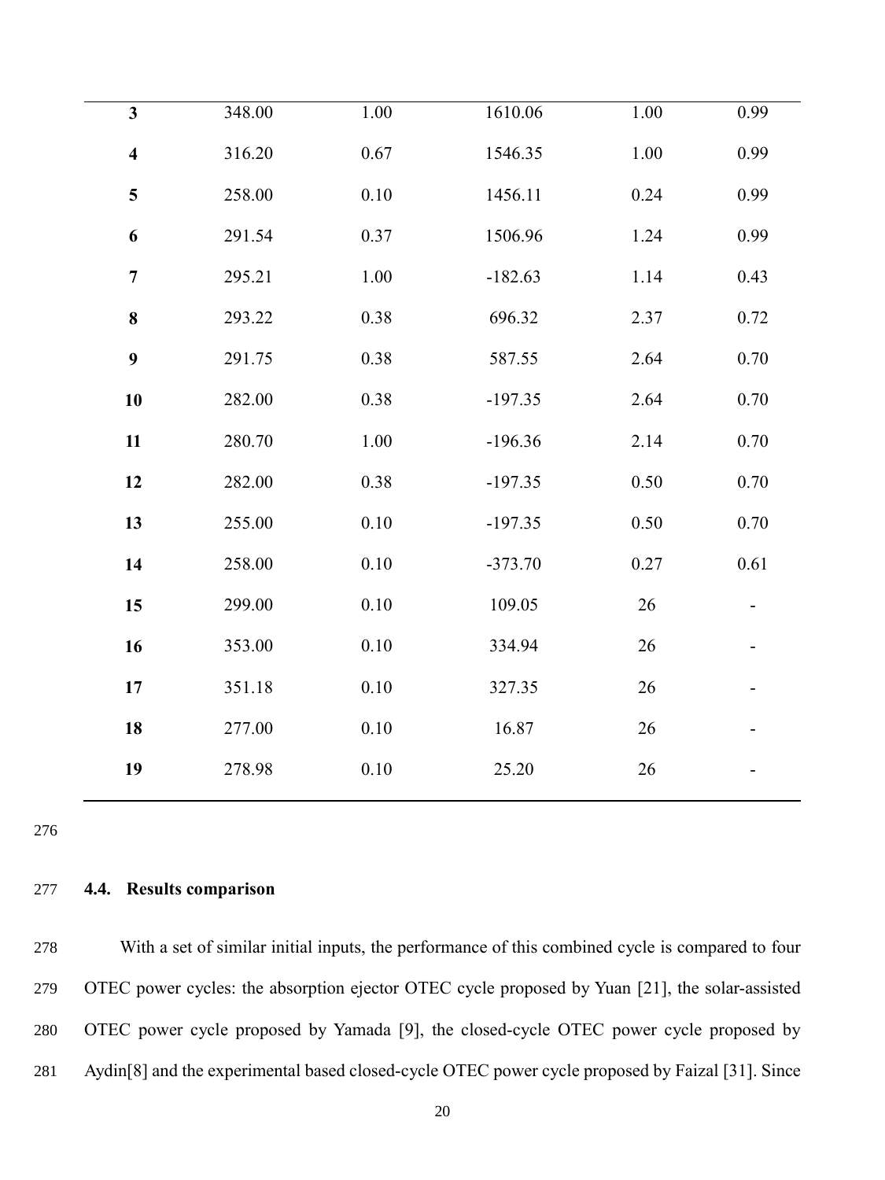| 3 | 348.00 | 1.00 | 1610.06 | 1.00 | 0.99 |
|---|---|---|---|---|---|
| 4 | 316.20 | 0.67 | 1546.35 | 1.00 | 0.99 |
| 5 | 258.00 | 0.10 | 1456.11 | 0.24 | 0.99 |
| 6 | 291.54 | 0.37 | 1506.96 | 1.24 | 0.99 |
| 7 | 295.21 | 1.00 | -182.63 | 1.14 | 0.43 |
| 8 | 293.22 | 0.38 | 696.32 | 2.37 | 0.72 |
| 9 | 291.75 | 0.38 | 587.55 | 2.64 | 0.70 |
| 10 | 282.00 | 0.38 | -197.35 | 2.64 | 0.70 |
| 11 | 280.70 | 1.00 | -196.36 | 2.14 | 0.70 |
| 12 | 282.00 | 0.38 | -197.35 | 0.50 | 0.70 |
| 13 | 255.00 | 0.10 | -197.35 | 0.50 | 0.70 |
| 14 | 258.00 | 0.10 | -373.70 | 0.27 | 0.61 |
| 15 | 299.00 | 0.10 | 109.05 | 26 | - |
| 16 | 353.00 | 0.10 | 334.94 | 26 | - |
| 17 | 351.18 | 0.10 | 327.35 | 26 | - |
| 18 | 277.00 | 0.10 | 16.87 | 26 | - |
| 19 | 278.98 | 0.10 | 25.20 | 26 | - |

### 4.4. Results comparison

With a set of similar initial inputs, the performance of this combined cycle is compared to four OTEC power cycles: the absorption ejector OTEC cycle proposed by Yuan [21], the solar-assisted OTEC power cycle proposed by Yamada [9], the closed-cycle OTEC power cycle proposed by Aydin[8] and the experimental based closed-cycle OTEC power cycle proposed by Faizal [31]. Since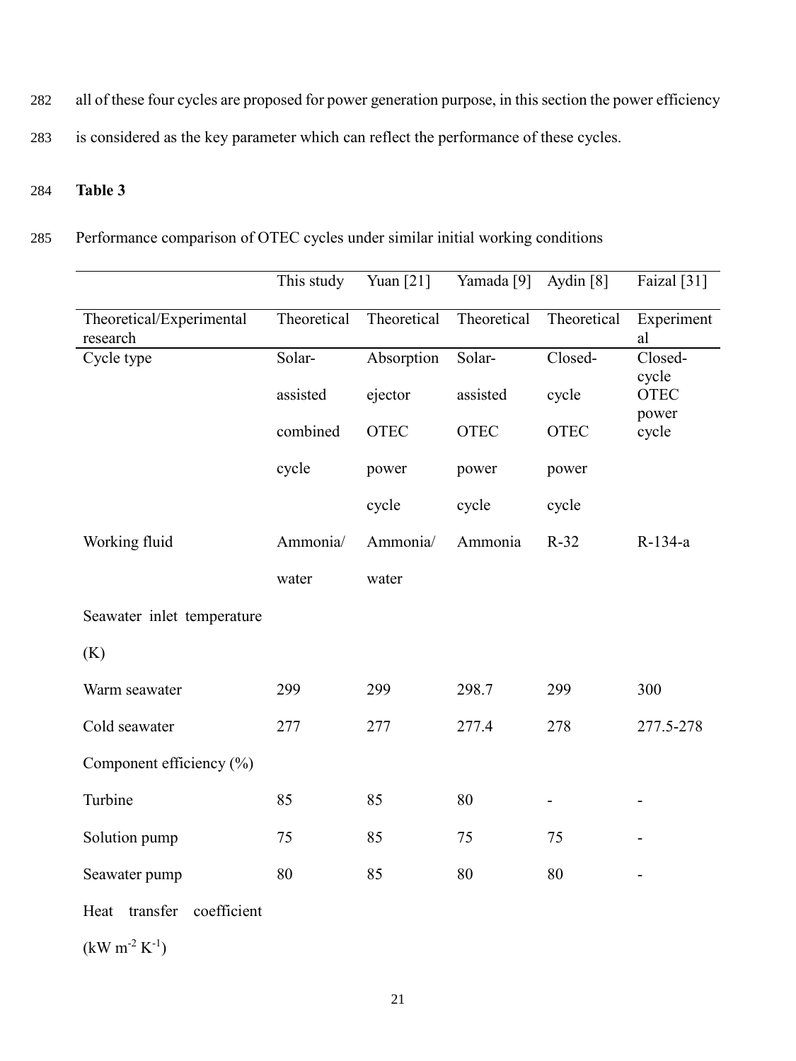all of these four cycles are proposed for power generation purpose, in this section the power efficiency is considered as the key parameter which can reflect the performance of these cycles.

**Table 3**

Performance comparison of OTEC cycles under similar initial working conditions

| | This study | Yuan [21] | Yamada [9] | Aydin [8] | Faizal [31] |
|---|---|---|---|---|---|
| Theoretical/Experimental research | Theoretical | Theoretical | Theoretical | Theoretical | Experimental |
| Cycle type | Solar-assisted combined cycle | Absorption ejector OTEC power cycle | Solar-assisted OTEC power cycle | Closed-cycle OTEC power cycle | Closed-cycle OTEC power cycle |
| Working fluid | Ammonia/ water | Ammonia/ water | Ammonia | R-32 | R-134-a |
| Seawater inlet temperature (K) | | | | | |
| Warm seawater | 299 | 299 | 298.7 | 299 | 300 |
| Cold seawater | 277 | 277 | 277.4 | 278 | 277.5-278 |
| Component efficiency (%) | | | | | |
| Turbine | 85 | 85 | 80 | - | - |
| Solution pump | 75 | 85 | 75 | 75 | - |
| Seawater pump | 80 | 85 | 80 | 80 | - |
| Heat transfer coefficient ($kW\ m^{-2}\ K^{-1}$) | | | | | |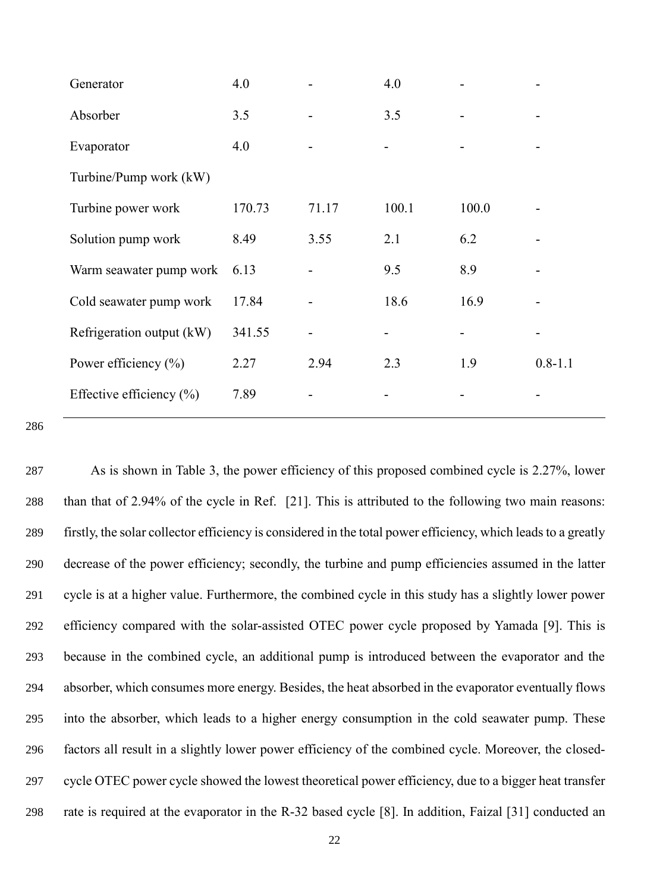| | | | | | |
|---|---|---|---|---|---|
| Generator | 4.0 | - | 4.0 | - | - |
| Absorber | 3.5 | - | 3.5 | - | - |
| Evaporator | 4.0 | - | - | - | - |
| Turbine/Pump work (kW) | | | | | |
| Turbine power work | 170.73 | 71.17 | 100.1 | 100.0 | - |
| Solution pump work | 8.49 | 3.55 | 2.1 | 6.2 | - |
| Warm seawater pump work | 6.13 | - | 9.5 | 8.9 | - |
| Cold seawater pump work | 17.84 | - | 18.6 | 16.9 | - |
| Refrigeration output (kW) | 341.55 | - | - | - | - |
| Power efficiency (%) | 2.27 | 2.94 | 2.3 | 1.9 | 0.8-1.1 |
| Effective efficiency (%) | 7.89 | - | - | - | - |

As is shown in Table 3, the power efficiency of this proposed combined cycle is 2.27%, lower than that of 2.94% of the cycle in Ref. [21]. This is attributed to the following two main reasons: firstly, the solar collector efficiency is considered in the total power efficiency, which leads to a greatly decrease of the power efficiency; secondly, the turbine and pump efficiencies assumed in the latter cycle is at a higher value. Furthermore, the combined cycle in this study has a slightly lower power efficiency compared with the solar-assisted OTEC power cycle proposed by Yamada [9]. This is because in the combined cycle, an additional pump is introduced between the evaporator and the absorber, which consumes more energy. Besides, the heat absorbed in the evaporator eventually flows into the absorber, which leads to a higher energy consumption in the cold seawater pump. These factors all result in a slightly lower power efficiency of the combined cycle. Moreover, the closed-cycle OTEC power cycle showed the lowest theoretical power efficiency, due to a bigger heat transfer rate is required at the evaporator in the R-32 based cycle [8]. In addition, Faizal [31] conducted an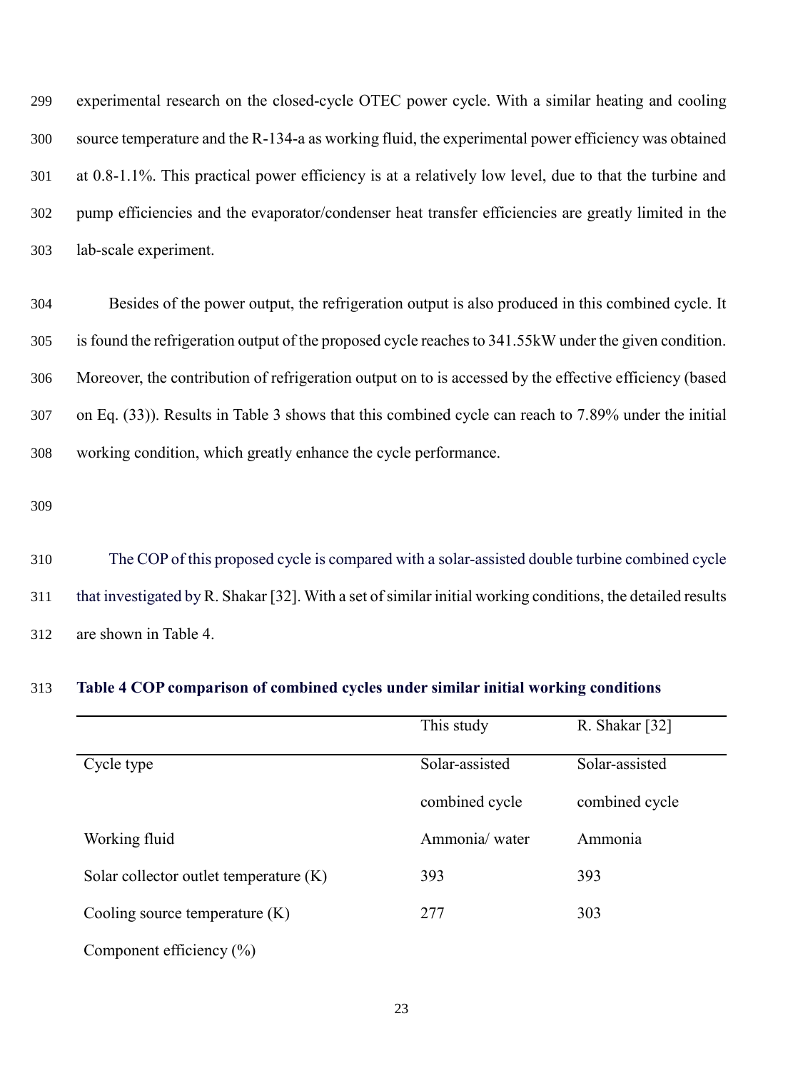experimental research on the closed-cycle OTEC power cycle. With a similar heating and cooling source temperature and the R-134-a as working fluid, the experimental power efficiency was obtained at 0.8-1.1%. This practical power efficiency is at a relatively low level, due to that the turbine and pump efficiencies and the evaporator/condenser heat transfer efficiencies are greatly limited in the lab-scale experiment.

Besides of the power output, the refrigeration output is also produced in this combined cycle. It is found the refrigeration output of the proposed cycle reaches to 341.55kW under the given condition. Moreover, the contribution of refrigeration output on to is accessed by the effective efficiency (based on Eq. (33)). Results in Table 3 shows that this combined cycle can reach to 7.89% under the initial working condition, which greatly enhance the cycle performance.

The COP of this proposed cycle is compared with a solar-assisted double turbine combined cycle that investigated by R. Shakar [32]. With a set of similar initial working conditions, the detailed results are shown in Table 4.

**Table 4 COP comparison of combined cycles under similar initial working conditions**

| | This study | R. Shakar [32] |
|---|---|---|
| Cycle type | Solar-assisted combined cycle | Solar-assisted combined cycle |
| Working fluid | Ammonia/ water | Ammonia |
| Solar collector outlet temperature (K) | 393 | 393 |
| Cooling source temperature (K) | 277 | 303 |
| Component efficiency (%) | | |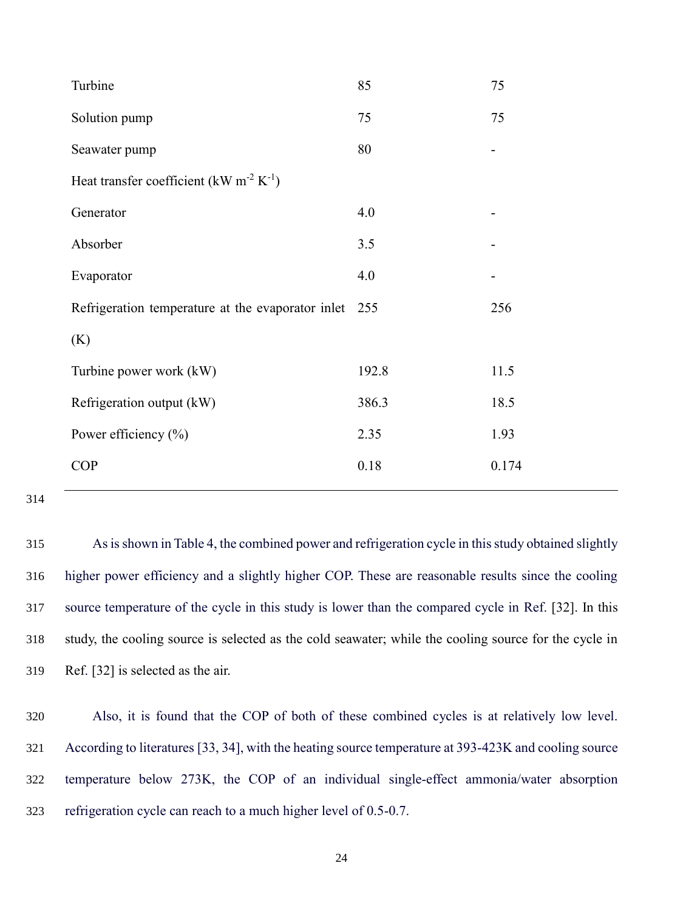| | | |
|---|---|---|
| Turbine | 85 | 75 |
| Solution pump | 75 | 75 |
| Seawater pump | 80 | - |
| Heat transfer coefficient (kW $m^{-2}$ $K^{-1}$) | | |
| Generator | 4.0 | - |
| Absorber | 3.5 | - |
| Evaporator | 4.0 | - |
| Refrigeration temperature at the evaporator inlet (K) | 255 | 256 |
| Turbine power work (kW) | 192.8 | 11.5 |
| Refrigeration output (kW) | 386.3 | 18.5 |
| Power efficiency (%) | 2.35 | 1.93 |
| COP | 0.18 | 0.174 |

As is shown in Table 4, the combined power and refrigeration cycle in this study obtained slightly higher power efficiency and a slightly higher COP. These are reasonable results since the cooling source temperature of the cycle in this study is lower than the compared cycle in Ref. [32]. In this study, the cooling source is selected as the cold seawater; while the cooling source for the cycle in Ref. [32] is selected as the air.

Also, it is found that the COP of both of these combined cycles is at relatively low level. According to literatures [33, 34], with the heating source temperature at 393-423K and cooling source temperature below 273K, the COP of an individual single-effect ammonia/water absorption refrigeration cycle can reach to a much higher level of 0.5-0.7.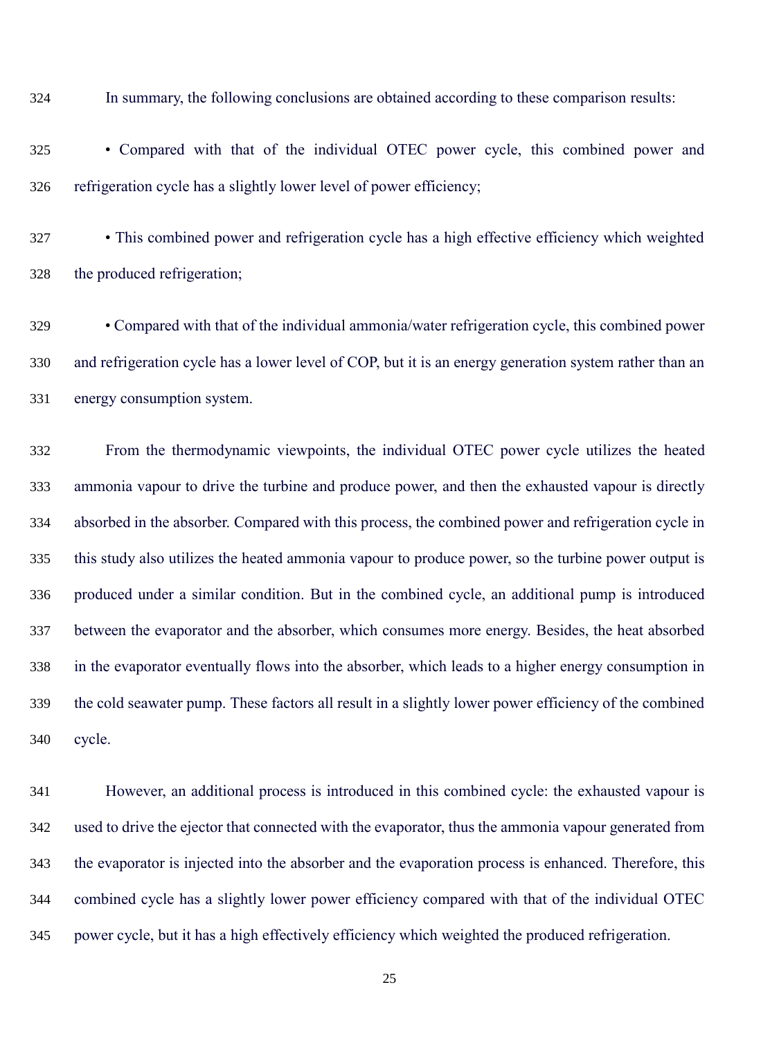In summary, the following conclusions are obtained according to these comparison results:

- Compared with that of the individual OTEC power cycle, this combined power and refrigeration cycle has a slightly lower level of power efficiency;
- This combined power and refrigeration cycle has a high effective efficiency which weighted the produced refrigeration;
- Compared with that of the individual ammonia/water refrigeration cycle, this combined power and refrigeration cycle has a lower level of COP, but it is an energy generation system rather than an energy consumption system.

From the thermodynamic viewpoints, the individual OTEC power cycle utilizes the heated ammonia vapour to drive the turbine and produce power, and then the exhausted vapour is directly absorbed in the absorber. Compared with this process, the combined power and refrigeration cycle in this study also utilizes the heated ammonia vapour to produce power, so the turbine power output is produced under a similar condition. But in the combined cycle, an additional pump is introduced between the evaporator and the absorber, which consumes more energy. Besides, the heat absorbed in the evaporator eventually flows into the absorber, which leads to a higher energy consumption in the cold seawater pump. These factors all result in a slightly lower power efficiency of the combined cycle.

However, an additional process is introduced in this combined cycle: the exhausted vapour is used to drive the ejector that connected with the evaporator, thus the ammonia vapour generated from the evaporator is injected into the absorber and the evaporation process is enhanced. Therefore, this combined cycle has a slightly lower power efficiency compared with that of the individual OTEC power cycle, but it has a high effectively efficiency which weighted the produced refrigeration.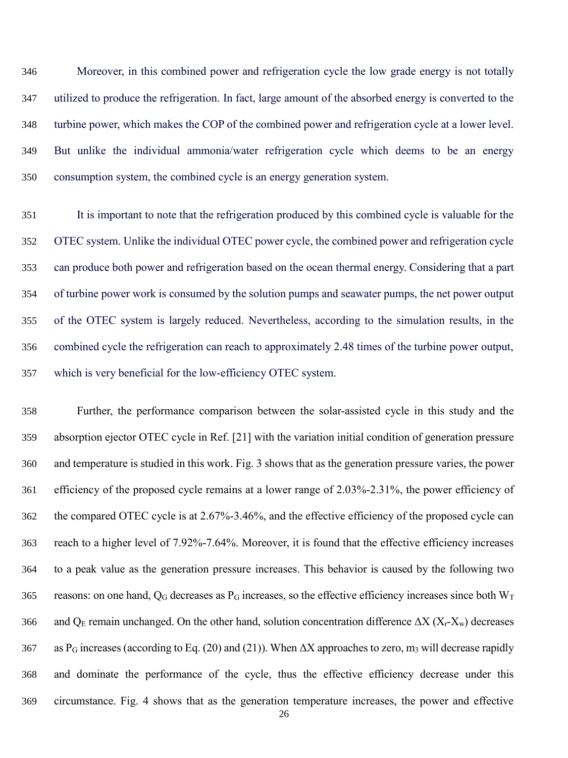Moreover, in this combined power and refrigeration cycle the low grade energy is not totally utilized to produce the refrigeration. In fact, large amount of the absorbed energy is converted to the turbine power, which makes the COP of the combined power and refrigeration cycle at a lower level. But unlike the individual ammonia/water refrigeration cycle which deems to be an energy consumption system, the combined cycle is an energy generation system.

It is important to note that the refrigeration produced by this combined cycle is valuable for the OTEC system. Unlike the individual OTEC power cycle, the combined power and refrigeration cycle can produce both power and refrigeration based on the ocean thermal energy. Considering that a part of turbine power work is consumed by the solution pumps and seawater pumps, the net power output of the OTEC system is largely reduced. Nevertheless, according to the simulation results, in the combined cycle the refrigeration can reach to approximately 2.48 times of the turbine power output, which is very beneficial for the low-efficiency OTEC system.

Further, the performance comparison between the solar-assisted cycle in this study and the absorption ejector OTEC cycle in Ref. [21] with the variation initial condition of generation pressure and temperature is studied in this work. Fig. 3 shows that as the generation pressure varies, the power efficiency of the proposed cycle remains at a lower range of 2.03%-2.31%, the power efficiency of the compared OTEC cycle is at 2.67%-3.46%, and the effective efficiency of the proposed cycle can reach to a higher level of 7.92%-7.64%. Moreover, it is found that the effective efficiency increases to a peak value as the generation pressure increases. This behavior is caused by the following two reasons: on one hand, $Q_G$ decreases as $P_G$ increases, so the effective efficiency increases since both $W_T$ and $Q_E$ remain unchanged. On the other hand, solution concentration difference $\Delta X$ ($X_r$-$X_w$) decreases as $P_G$ increases (according to Eq. (20) and (21)). When $\Delta X$ approaches to zero, $m_3$ will decrease rapidly and dominate the performance of the cycle, thus the effective efficiency decrease under this circumstance. Fig. 4 shows that as the generation temperature increases, the power and effective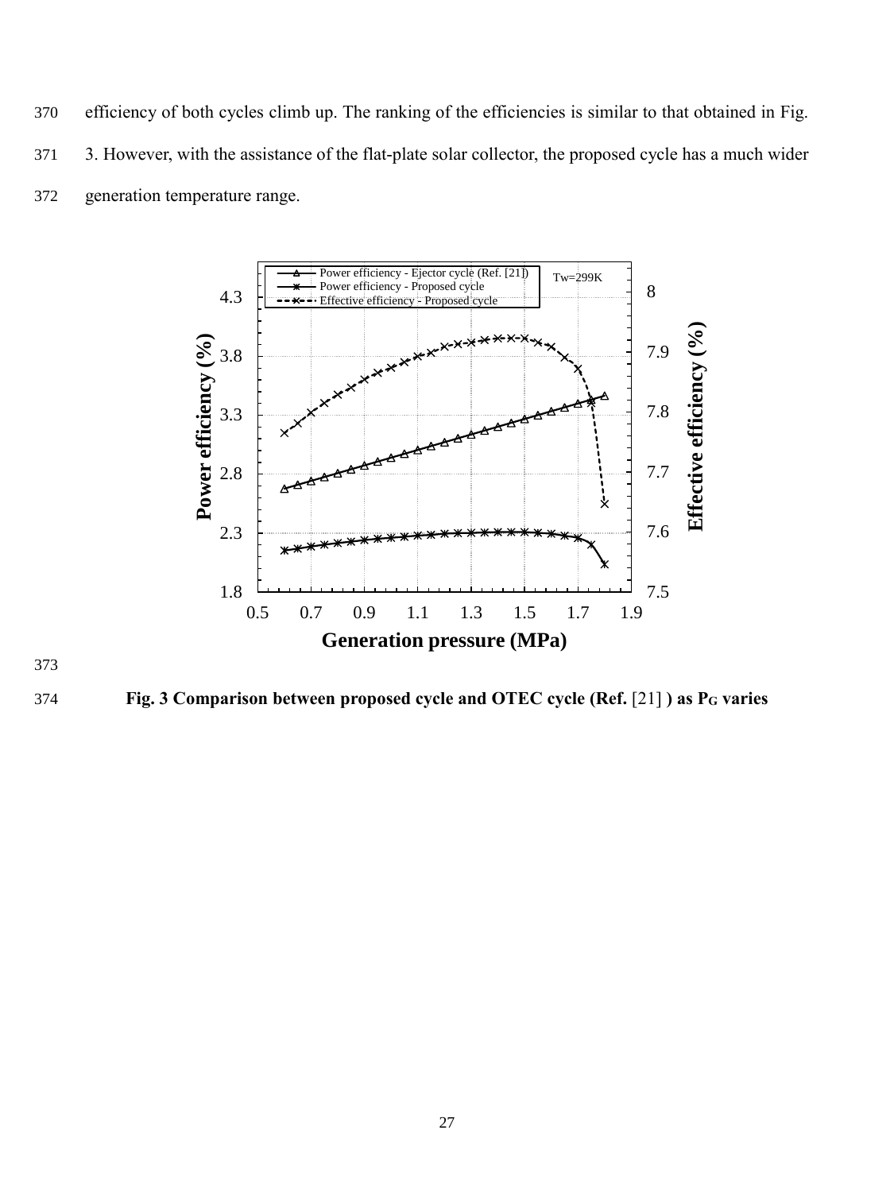efficiency of both cycles climb up. The ranking of the efficiencies is similar to that obtained in Fig. 3. However, with the assistance of the flat-plate solar collector, the proposed cycle has a much wider generation temperature range.

**Fig. 3 Comparison between proposed cycle and OTEC cycle (Ref. [21] ) as $P_G$ varies**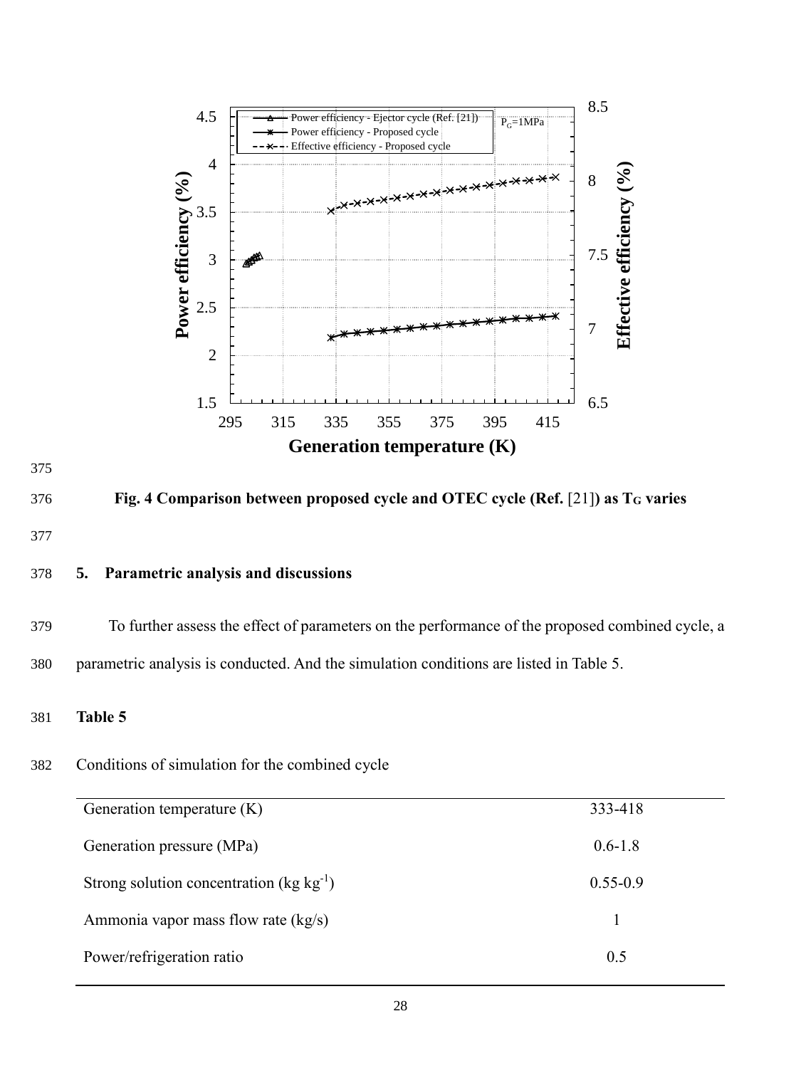Fig. 4 Comparison between proposed cycle and OTEC cycle (Ref. [21]) as $T_G$ varies

## 5. Parametric analysis and discussions

To further assess the effect of parameters on the performance of the proposed combined cycle, a parametric analysis is conducted. And the simulation conditions are listed in Table 5.

**Table 5**

Conditions of simulation for the combined cycle

| | |
|---|---|
| Generation temperature (K) | 333-418 |
| Generation pressure (MPa) | 0.6-1.8 |
| Strong solution concentration ($kg\ kg^{-1}$) | 0.55-0.9 |
| Ammonia vapor mass flow rate (kg/s) | 1 |
| Power/refrigeration ratio | 0.5 |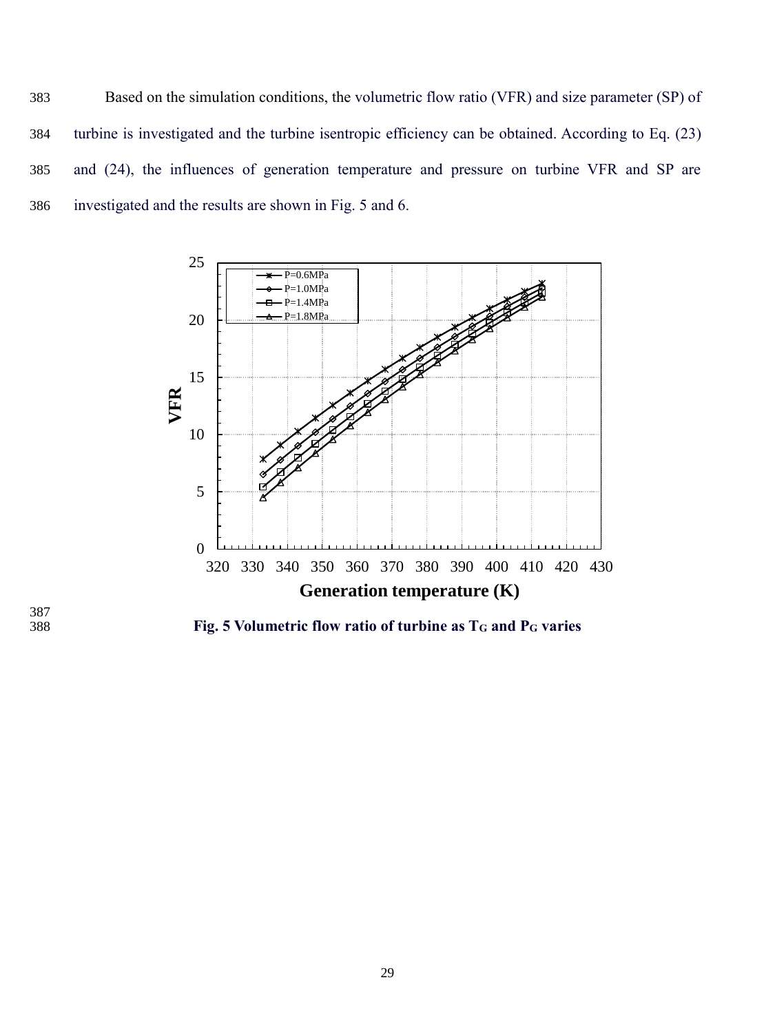Based on the simulation conditions, the volumetric flow ratio (VFR) and size parameter (SP) of turbine is investigated and the turbine isentropic efficiency can be obtained. According to Eq. (23) and (24), the influences of generation temperature and pressure on turbine VFR and SP are investigated and the results are shown in Fig. 5 and 6.

**Fig. 5 Volumetric flow ratio of turbine as $T_G$ and $P_G$ varies**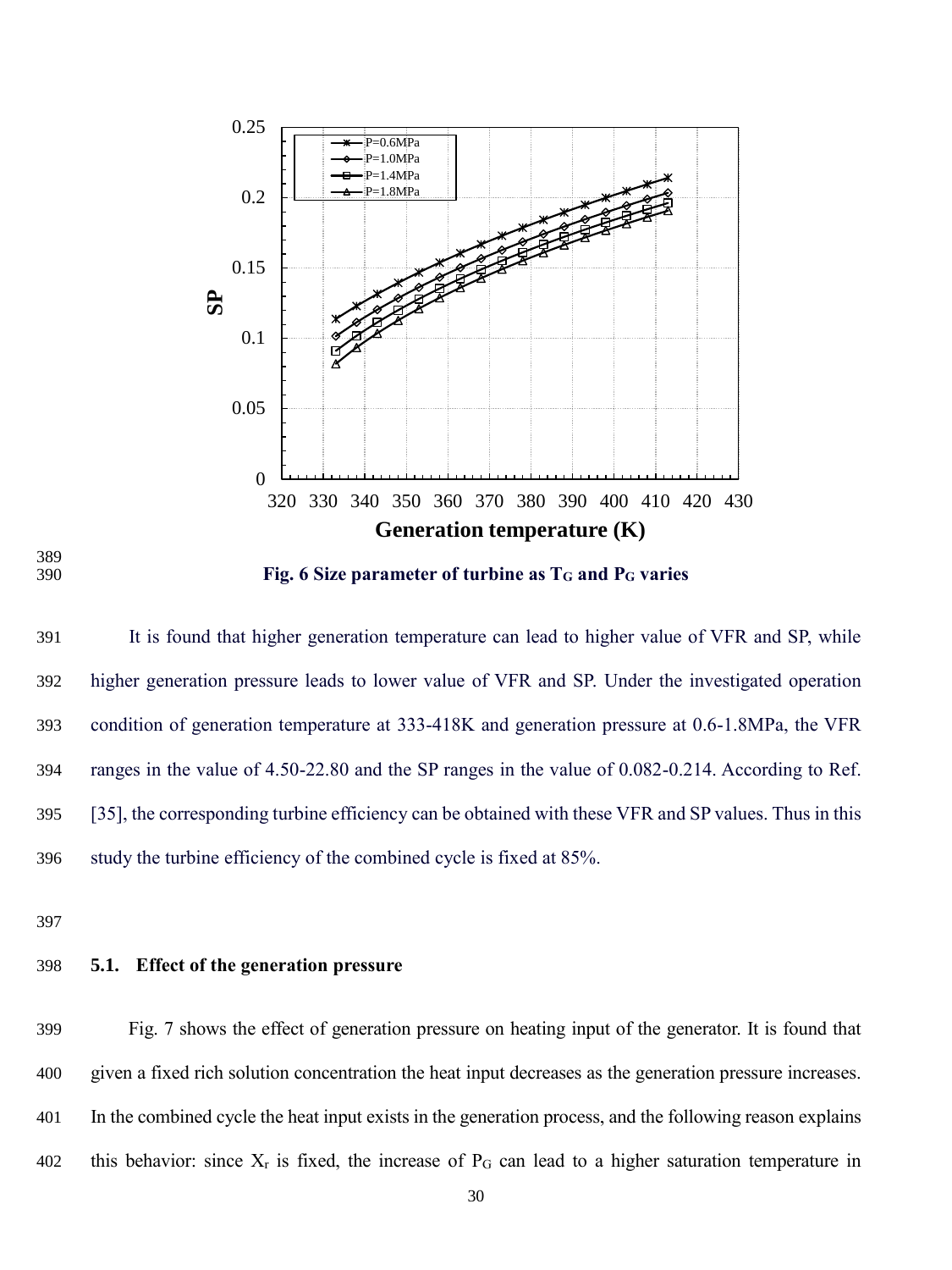Fig. 6 Size parameter of turbine as $T_G$ and $P_G$ varies

It is found that higher generation temperature can lead to higher value of VFR and SP, while higher generation pressure leads to lower value of VFR and SP. Under the investigated operation condition of generation temperature at 333-418K and generation pressure at 0.6-1.8MPa, the VFR ranges in the value of 4.50-22.80 and the SP ranges in the value of 0.082-0.214. According to Ref. [35], the corresponding turbine efficiency can be obtained with these VFR and SP values. Thus in this study the turbine efficiency of the combined cycle is fixed at 85%.

### 5.1. Effect of the generation pressure

Fig. 7 shows the effect of generation pressure on heating input of the generator. It is found that given a fixed rich solution concentration the heat input decreases as the generation pressure increases. In the combined cycle the heat input exists in the generation process, and the following reason explains this behavior: since $X_r$ is fixed, the increase of $P_G$ can lead to a higher saturation temperature in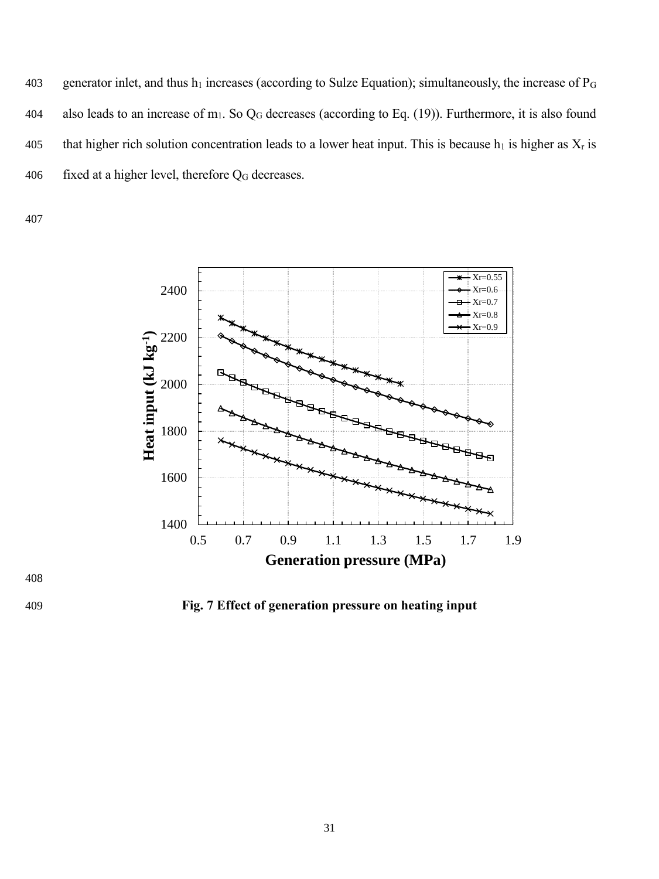generator inlet, and thus $h_1$ increases (according to Sulze Equation); simultaneously, the increase of $P_G$ also leads to an increase of $m_1$. So $Q_G$ decreases (according to Eq. (19)). Furthermore, it is also found that higher rich solution concentration leads to a lower heat input. This is because $h_1$ is higher as $X_r$ is fixed at a higher level, therefore $Q_G$ decreases.

**Fig. 7 Effect of generation pressure on heating input**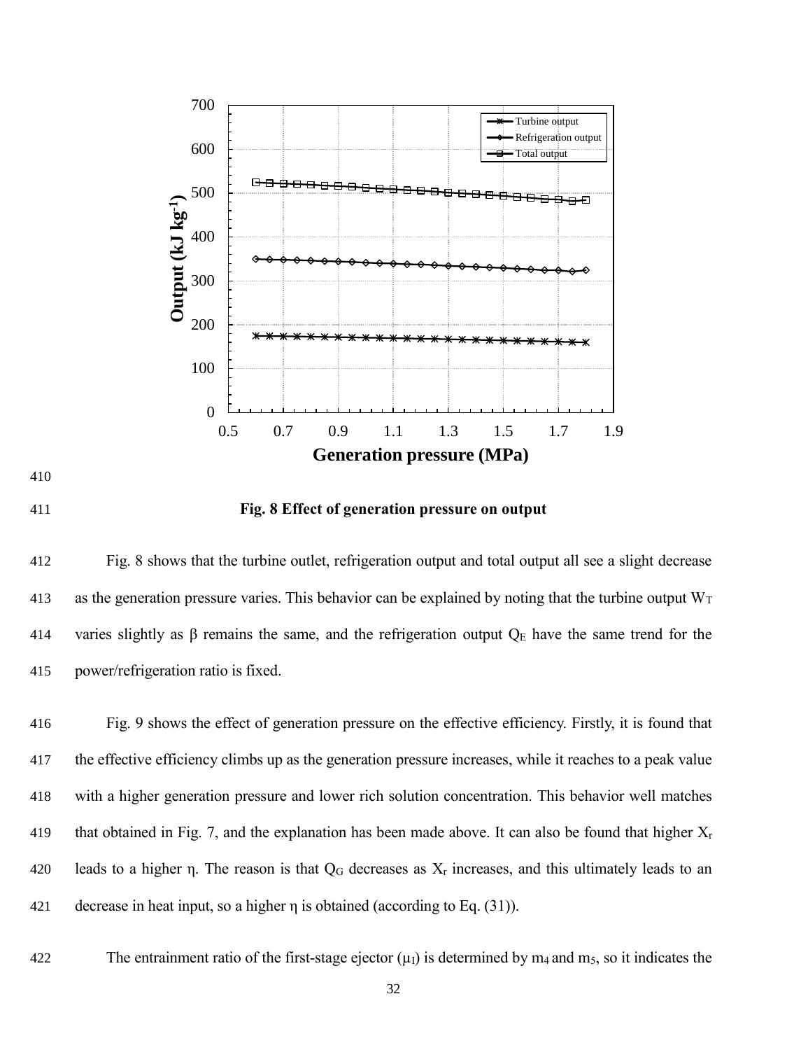**Fig. 8 Effect of generation pressure on output**

Fig. 8 shows that the turbine outlet, refrigeration output and total output all see a slight decrease as the generation pressure varies. This behavior can be explained by noting that the turbine output $W_T$ varies slightly as $\beta$ remains the same, and the refrigeration output $Q_E$ have the same trend for the power/refrigeration ratio is fixed.

Fig. 9 shows the effect of generation pressure on the effective efficiency. Firstly, it is found that the effective efficiency climbs up as the generation pressure increases, while it reaches to a peak value with a higher generation pressure and lower rich solution concentration. This behavior well matches that obtained in Fig. 7, and the explanation has been made above. It can also be found that higher $X_r$ leads to a higher $\eta$. The reason is that $Q_G$ decreases as $X_r$ increases, and this ultimately leads to an decrease in heat input, so a higher $\eta$ is obtained (according to Eq. (31)).

The entrainment ratio of the first-stage ejector ($\mu_I$) is determined by $m_4$ and $m_5$, so it indicates the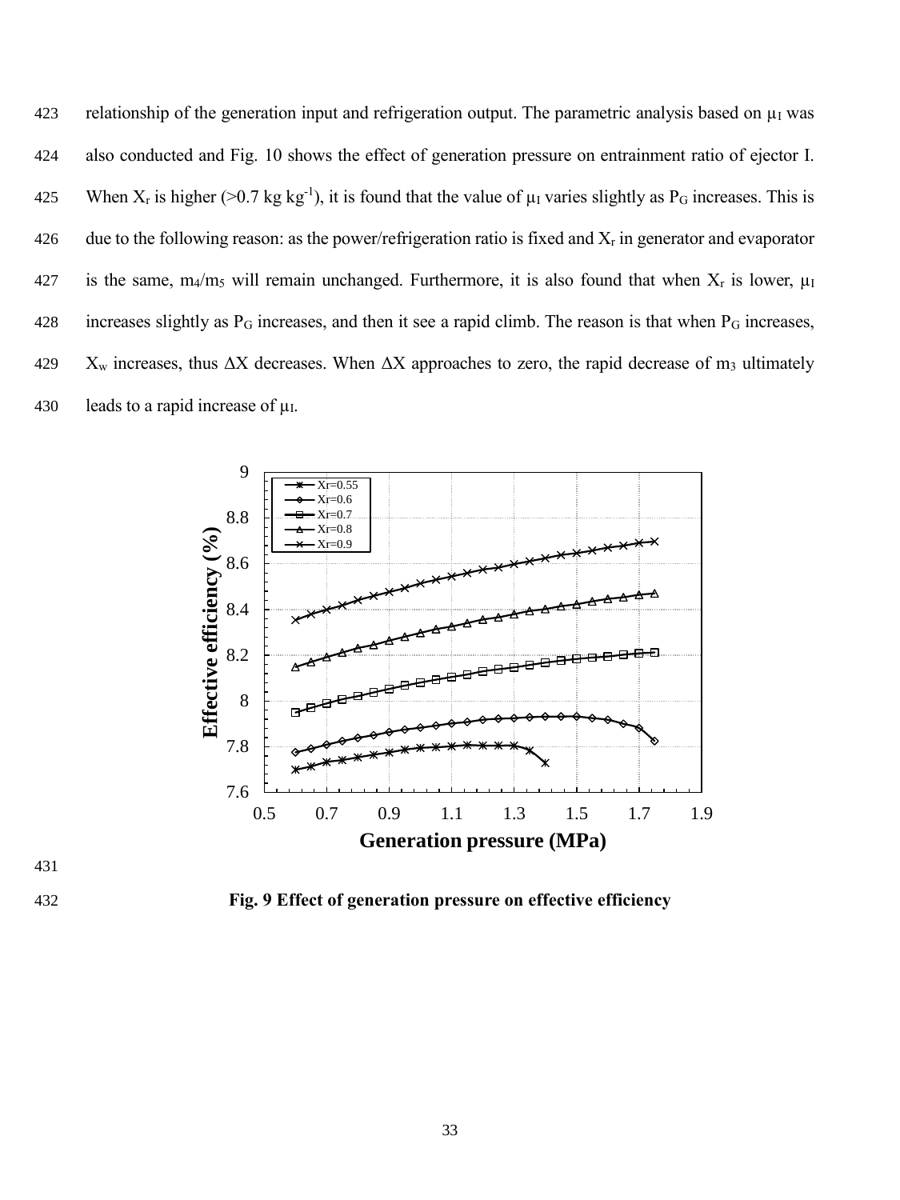relationship of the generation input and refrigeration output. The parametric analysis based on $\mu_I$ was also conducted and Fig. 10 shows the effect of generation pressure on entrainment ratio of ejector I. When $X_r$ is higher (>0.7 kg kg$^{-1}$), it is found that the value of $\mu_I$ varies slightly as $P_G$ increases. This is due to the following reason: as the power/refrigeration ratio is fixed and $X_r$ in generator and evaporator is the same, $m_4/m_5$ will remain unchanged. Furthermore, it is also found that when $X_r$ is lower, $\mu_I$ increases slightly as $P_G$ increases, and then it see a rapid climb. The reason is that when $P_G$ increases, $X_w$ increases, thus $\Delta X$ decreases. When $\Delta X$ approaches to zero, the rapid decrease of $m_3$ ultimately leads to a rapid increase of $\mu_I$.

**Fig. 9 Effect of generation pressure on effective efficiency**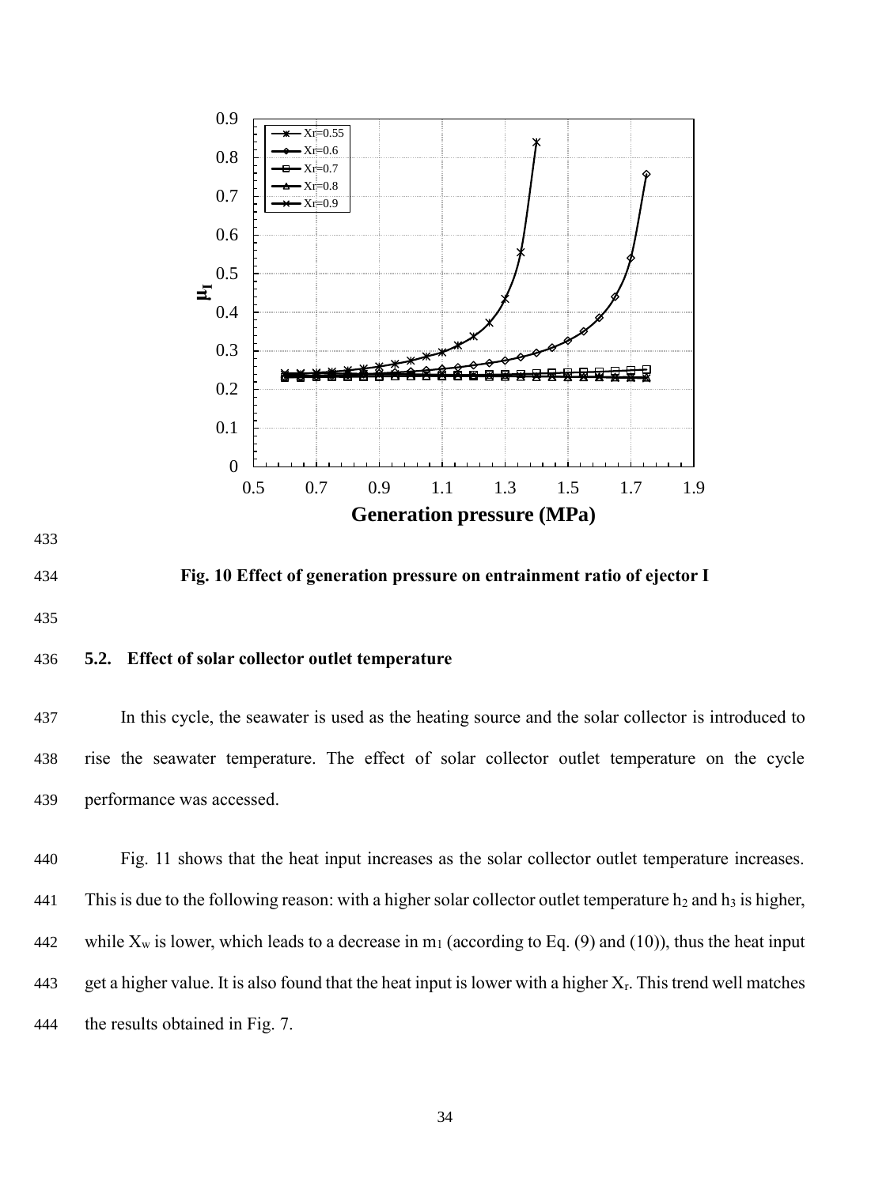Fig. 10 Effect of generation pressure on entrainment ratio of ejector I

### 5.2. Effect of solar collector outlet temperature

In this cycle, the seawater is used as the heating source and the solar collector is introduced to rise the seawater temperature. The effect of solar collector outlet temperature on the cycle performance was accessed.

Fig. 11 shows that the heat input increases as the solar collector outlet temperature increases. This is due to the following reason: with a higher solar collector outlet temperature $h_2$ and $h_3$ is higher, while $X_w$ is lower, which leads to a decrease in $m_1$ (according to Eq. (9) and (10)), thus the heat input get a higher value. It is also found that the heat input is lower with a higher $X_r$. This trend well matches the results obtained in Fig. 7.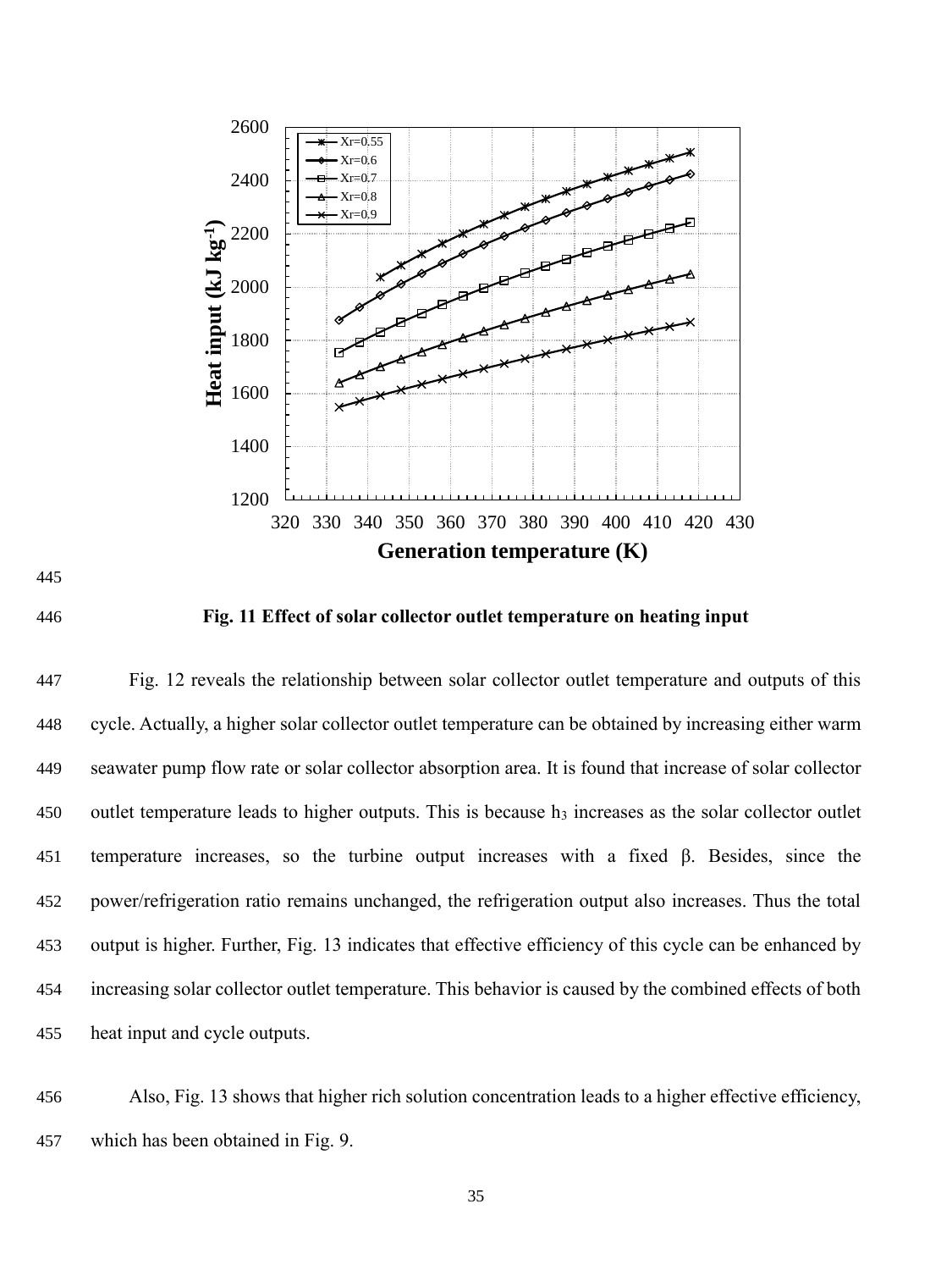**Fig. 11 Effect of solar collector outlet temperature on heating input**

Fig. 12 reveals the relationship between solar collector outlet temperature and outputs of this cycle. Actually, a higher solar collector outlet temperature can be obtained by increasing either warm seawater pump flow rate or solar collector absorption area. It is found that increase of solar collector outlet temperature leads to higher outputs. This is because $h_3$ increases as the solar collector outlet temperature increases, so the turbine output increases with a fixed $\beta$. Besides, since the power/refrigeration ratio remains unchanged, the refrigeration output also increases. Thus the total output is higher. Further, Fig. 13 indicates that effective efficiency of this cycle can be enhanced by increasing solar collector outlet temperature. This behavior is caused by the combined effects of both heat input and cycle outputs.

Also, Fig. 13 shows that higher rich solution concentration leads to a higher effective efficiency, which has been obtained in Fig. 9.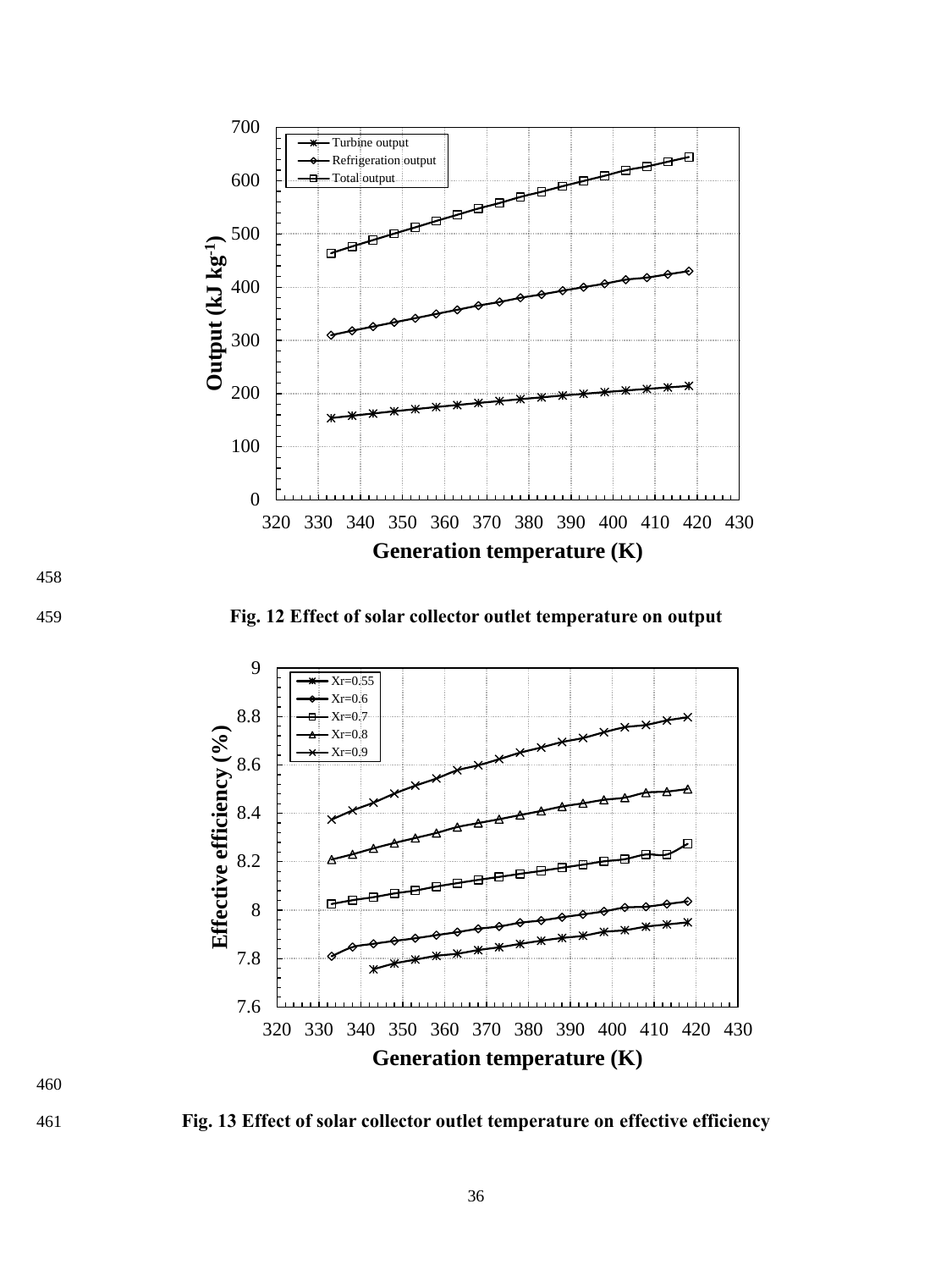Fig. 12 Effect of solar collector outlet temperature on output

Fig. 13 Effect of solar collector outlet temperature on effective efficiency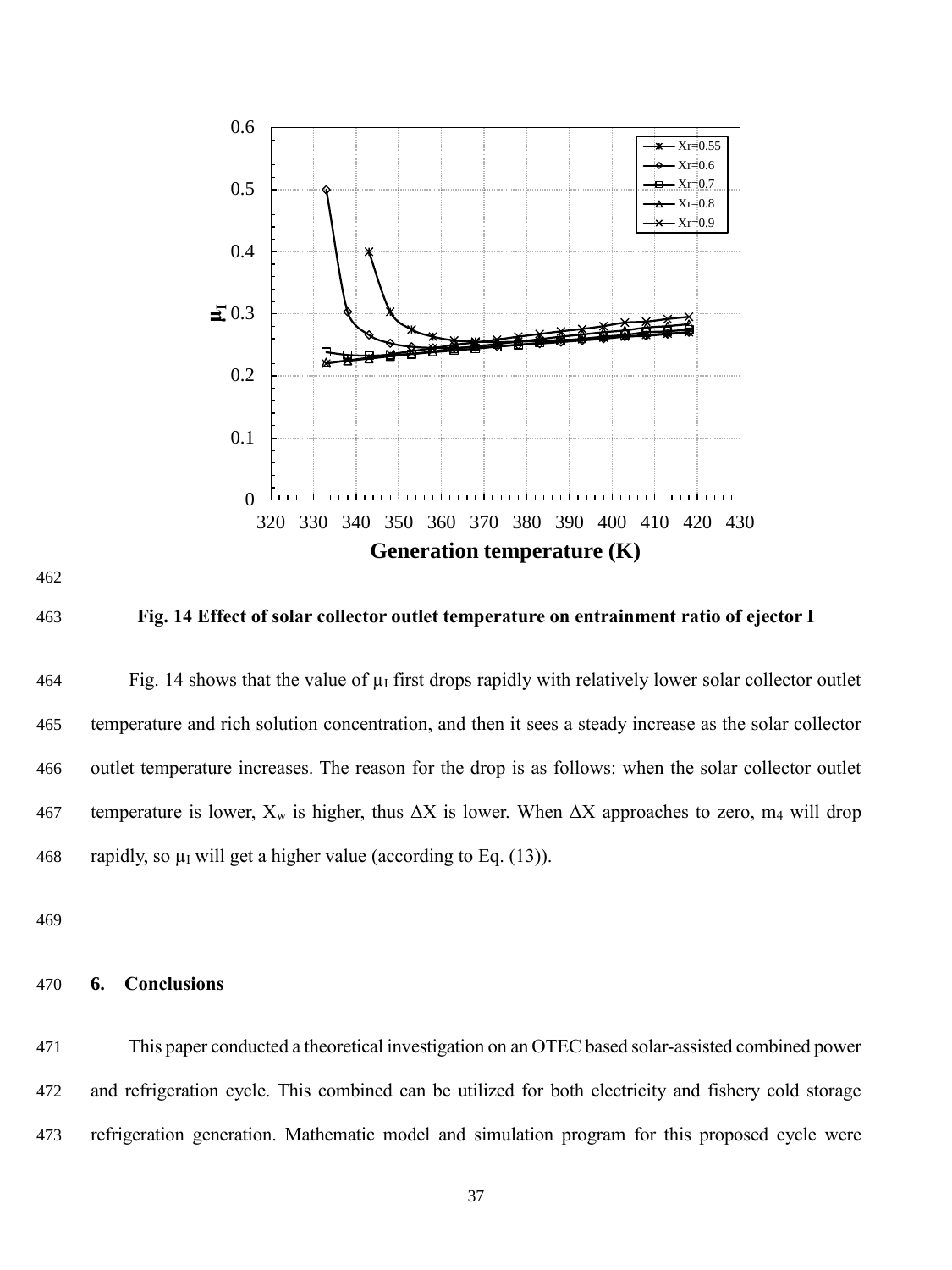**Fig. 14 Effect of solar collector outlet temperature on entrainment ratio of ejector I**

Fig. 14 shows that the value of $\mu_I$ first drops rapidly with relatively lower solar collector outlet temperature and rich solution concentration, and then it sees a steady increase as the solar collector outlet temperature increases. The reason for the drop is as follows: when the solar collector outlet temperature is lower, $X_w$ is higher, thus $\Delta X$ is lower. When $\Delta X$ approaches to zero, $m_4$ will drop rapidly, so $\mu_I$ will get a higher value (according to Eq. (13)).

## 6. Conclusions

This paper conducted a theoretical investigation on an OTEC based solar-assisted combined power and refrigeration cycle. This combined can be utilized for both electricity and fishery cold storage refrigeration generation. Mathematic model and simulation program for this proposed cycle were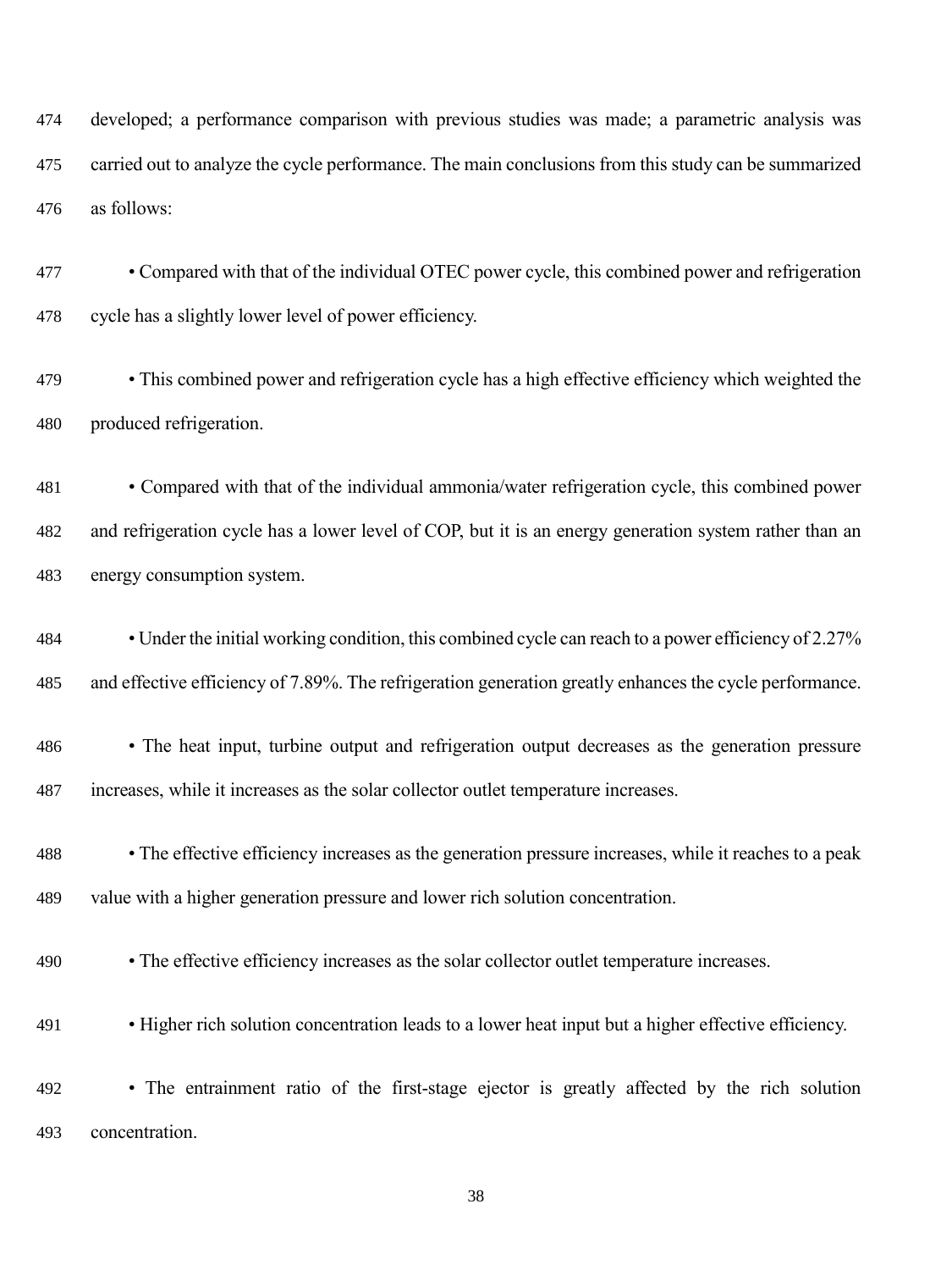developed; a performance comparison with previous studies was made; a parametric analysis was carried out to analyze the cycle performance. The main conclusions from this study can be summarized as follows:

- Compared with that of the individual OTEC power cycle, this combined power and refrigeration cycle has a slightly lower level of power efficiency.

- This combined power and refrigeration cycle has a high effective efficiency which weighted the produced refrigeration.

- Compared with that of the individual ammonia/water refrigeration cycle, this combined power and refrigeration cycle has a lower level of COP, but it is an energy generation system rather than an energy consumption system.

- Under the initial working condition, this combined cycle can reach to a power efficiency of 2.27% and effective efficiency of 7.89%. The refrigeration generation greatly enhances the cycle performance.

- The heat input, turbine output and refrigeration output decreases as the generation pressure increases, while it increases as the solar collector outlet temperature increases.

- The effective efficiency increases as the generation pressure increases, while it reaches to a peak value with a higher generation pressure and lower rich solution concentration.

- The effective efficiency increases as the solar collector outlet temperature increases.

- Higher rich solution concentration leads to a lower heat input but a higher effective efficiency.

- The entrainment ratio of the first-stage ejector is greatly affected by the rich solution concentration.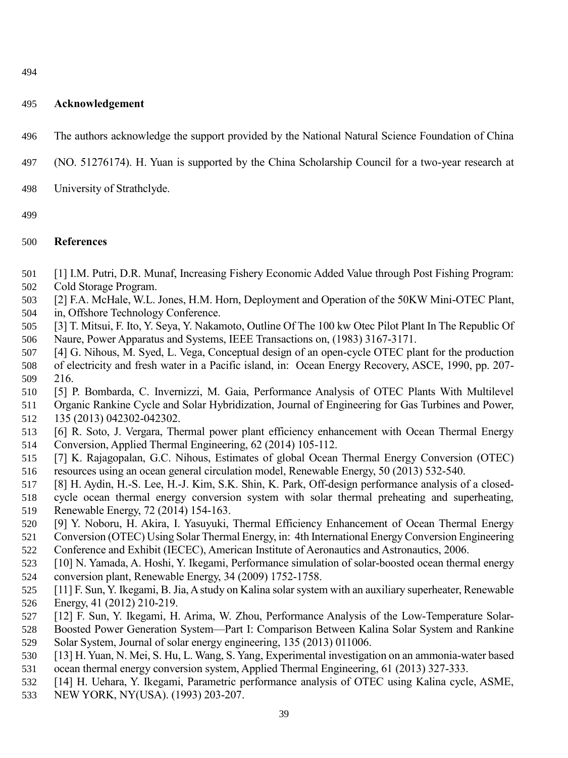## Acknowledgement

The authors acknowledge the support provided by the National Natural Science Foundation of China (NO. 51276174). H. Yuan is supported by the China Scholarship Council for a two-year research at University of Strathclyde.

## References

[1] I.M. Putri, D.R. Munaf, Increasing Fishery Economic Added Value through Post Fishing Program: Cold Storage Program.

[2] F.A. McHale, W.L. Jones, H.M. Horn, Deployment and Operation of the 50KW Mini-OTEC Plant, in, Offshore Technology Conference.

[3] T. Mitsui, F. Ito, Y. Seya, Y. Nakamoto, Outline Of The 100 kw Otec Pilot Plant In The Republic Of Naure, Power Apparatus and Systems, IEEE Transactions on, (1983) 3167-3171.

[4] G. Nihous, M. Syed, L. Vega, Conceptual design of an open-cycle OTEC plant for the production of electricity and fresh water in a Pacific island, in: Ocean Energy Recovery, ASCE, 1990, pp. 207-216.

[5] P. Bombarda, C. Invernizzi, M. Gaia, Performance Analysis of OTEC Plants With Multilevel Organic Rankine Cycle and Solar Hybridization, Journal of Engineering for Gas Turbines and Power, 135 (2013) 042302-042302.

[6] R. Soto, J. Vergara, Thermal power plant efficiency enhancement with Ocean Thermal Energy Conversion, Applied Thermal Engineering, 62 (2014) 105-112.

[7] K. Rajagopalan, G.C. Nihous, Estimates of global Ocean Thermal Energy Conversion (OTEC) resources using an ocean general circulation model, Renewable Energy, 50 (2013) 532-540.

[8] H. Aydin, H.-S. Lee, H.-J. Kim, S.K. Shin, K. Park, Off-design performance analysis of a closed-cycle ocean thermal energy conversion system with solar thermal preheating and superheating, Renewable Energy, 72 (2014) 154-163.

[9] Y. Noboru, H. Akira, I. Yasuyuki, Thermal Efficiency Enhancement of Ocean Thermal Energy Conversion (OTEC) Using Solar Thermal Energy, in: 4th International Energy Conversion Engineering Conference and Exhibit (IECEC), American Institute of Aeronautics and Astronautics, 2006.

[10] N. Yamada, A. Hoshi, Y. Ikegami, Performance simulation of solar-boosted ocean thermal energy conversion plant, Renewable Energy, 34 (2009) 1752-1758.

[11] F. Sun, Y. Ikegami, B. Jia, A study on Kalina solar system with an auxiliary superheater, Renewable Energy, 41 (2012) 210-219.

[12] F. Sun, Y. Ikegami, H. Arima, W. Zhou, Performance Analysis of the Low-Temperature Solar-Boosted Power Generation System—Part I: Comparison Between Kalina Solar System and Rankine Solar System, Journal of solar energy engineering, 135 (2013) 011006.

[13] H. Yuan, N. Mei, S. Hu, L. Wang, S. Yang, Experimental investigation on an ammonia-water based ocean thermal energy conversion system, Applied Thermal Engineering, 61 (2013) 327-333.

[14] H. Uehara, Y. Ikegami, Parametric performance analysis of OTEC using Kalina cycle, ASME, NEW YORK, NY(USA). (1993) 203-207.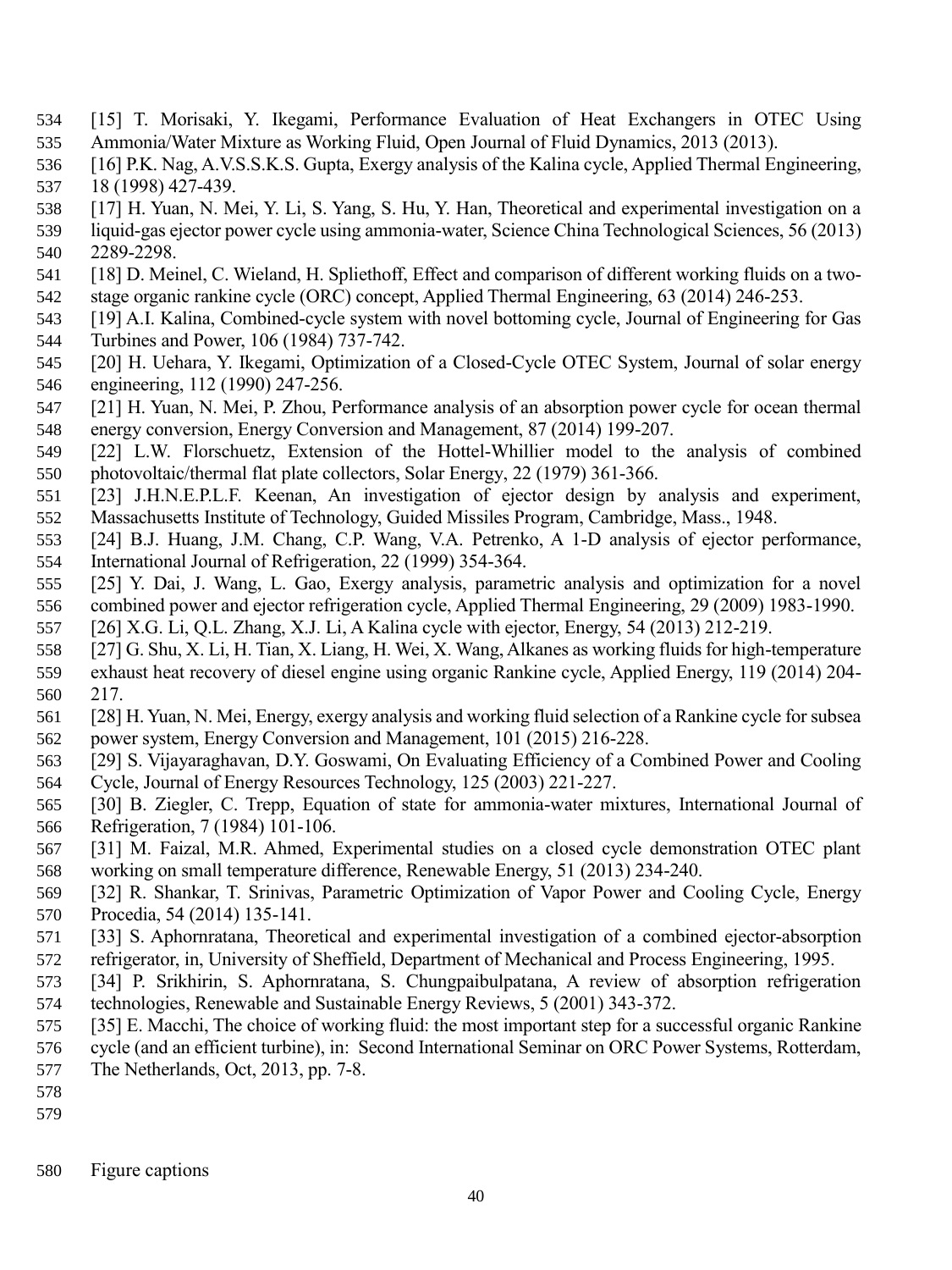[15] T. Morisaki, Y. Ikegami, Performance Evaluation of Heat Exchangers in OTEC Using Ammonia/Water Mixture as Working Fluid, Open Journal of Fluid Dynamics, 2013 (2013).

[16] P.K. Nag, A.V.S.S.K.S. Gupta, Exergy analysis of the Kalina cycle, Applied Thermal Engineering, 18 (1998) 427-439.

[17] H. Yuan, N. Mei, Y. Li, S. Yang, S. Hu, Y. Han, Theoretical and experimental investigation on a liquid-gas ejector power cycle using ammonia-water, Science China Technological Sciences, 56 (2013) 2289-2298.

[18] D. Meinel, C. Wieland, H. Spliethoff, Effect and comparison of different working fluids on a two-stage organic rankine cycle (ORC) concept, Applied Thermal Engineering, 63 (2014) 246-253.

[19] A.I. Kalina, Combined-cycle system with novel bottoming cycle, Journal of Engineering for Gas Turbines and Power, 106 (1984) 737-742.

[20] H. Uehara, Y. Ikegami, Optimization of a Closed-Cycle OTEC System, Journal of solar energy engineering, 112 (1990) 247-256.

[21] H. Yuan, N. Mei, P. Zhou, Performance analysis of an absorption power cycle for ocean thermal energy conversion, Energy Conversion and Management, 87 (2014) 199-207.

[22] L.W. Florschuetz, Extension of the Hottel-Whillier model to the analysis of combined photovoltaic/thermal flat plate collectors, Solar Energy, 22 (1979) 361-366.

[23] J.H.N.E.P.L.F. Keenan, An investigation of ejector design by analysis and experiment, Massachusetts Institute of Technology, Guided Missiles Program, Cambridge, Mass., 1948.

[24] B.J. Huang, J.M. Chang, C.P. Wang, V.A. Petrenko, A 1-D analysis of ejector performance, International Journal of Refrigeration, 22 (1999) 354-364.

[25] Y. Dai, J. Wang, L. Gao, Exergy analysis, parametric analysis and optimization for a novel combined power and ejector refrigeration cycle, Applied Thermal Engineering, 29 (2009) 1983-1990.

[26] X.G. Li, Q.L. Zhang, X.J. Li, A Kalina cycle with ejector, Energy, 54 (2013) 212-219.

[27] G. Shu, X. Li, H. Tian, X. Liang, H. Wei, X. Wang, Alkanes as working fluids for high-temperature exhaust heat recovery of diesel engine using organic Rankine cycle, Applied Energy, 119 (2014) 204-217.

[28] H. Yuan, N. Mei, Energy, exergy analysis and working fluid selection of a Rankine cycle for subsea power system, Energy Conversion and Management, 101 (2015) 216-228.

[29] S. Vijayaraghavan, D.Y. Goswami, On Evaluating Efficiency of a Combined Power and Cooling Cycle, Journal of Energy Resources Technology, 125 (2003) 221-227.

[30] B. Ziegler, C. Trepp, Equation of state for ammonia-water mixtures, International Journal of Refrigeration, 7 (1984) 101-106.

[31] M. Faizal, M.R. Ahmed, Experimental studies on a closed cycle demonstration OTEC plant working on small temperature difference, Renewable Energy, 51 (2013) 234-240.

[32] R. Shankar, T. Srinivas, Parametric Optimization of Vapor Power and Cooling Cycle, Energy Procedia, 54 (2014) 135-141.

[33] S. Aphornratana, Theoretical and experimental investigation of a combined ejector-absorption refrigerator, in, University of Sheffield, Department of Mechanical and Process Engineering, 1995.

[34] P. Srikhirin, S. Aphornratana, S. Chungpaibulpatana, A review of absorption refrigeration technologies, Renewable and Sustainable Energy Reviews, 5 (2001) 343-372.

[35] E. Macchi, The choice of working fluid: the most important step for a successful organic Rankine cycle (and an efficient turbine), in: Second International Seminar on ORC Power Systems, Rotterdam, The Netherlands, Oct, 2013, pp. 7-8.

Figure captions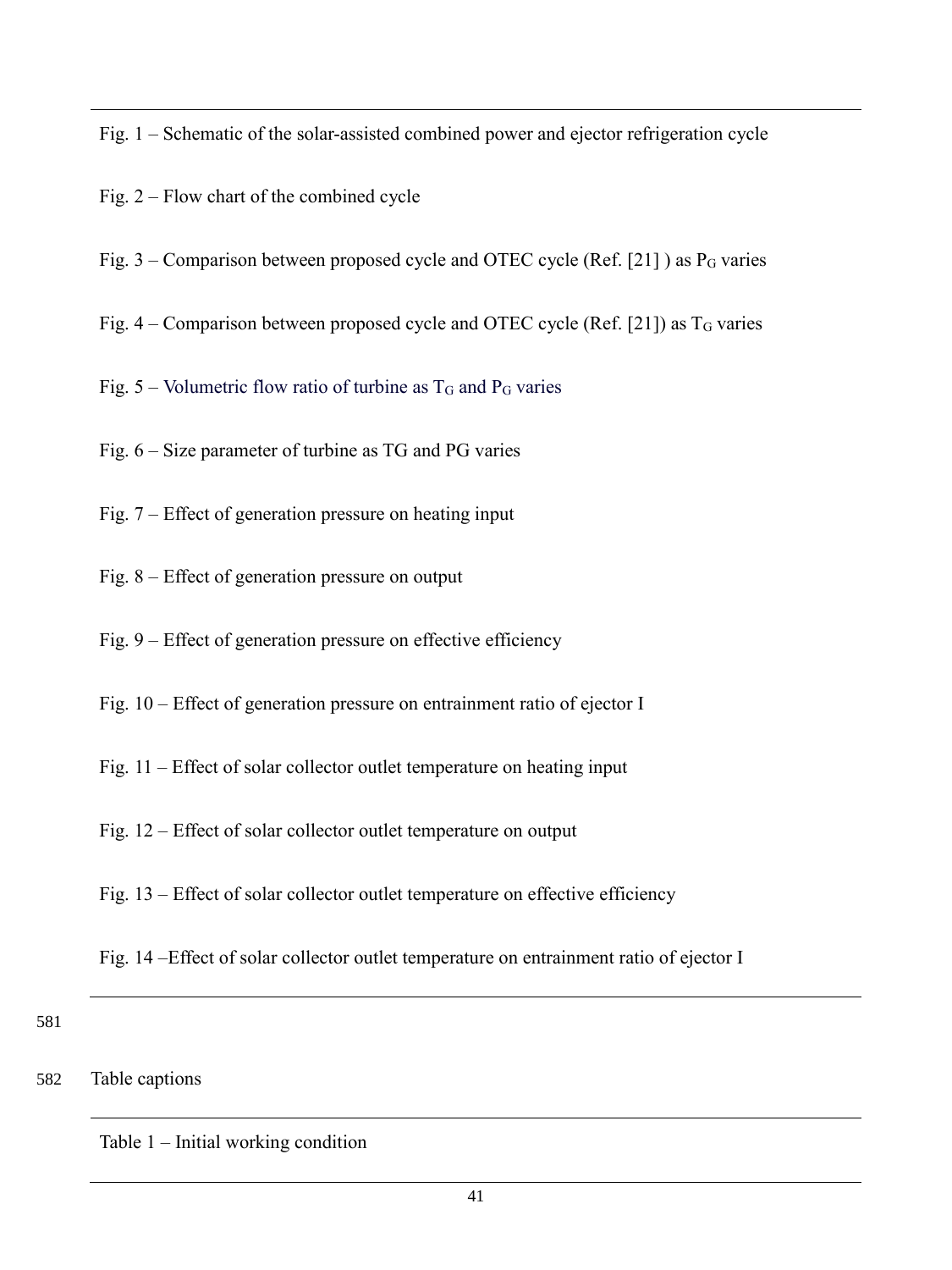Fig. 1 – Schematic of the solar-assisted combined power and ejector refrigeration cycle

Fig. 2 – Flow chart of the combined cycle

Fig. 3 – Comparison between proposed cycle and OTEC cycle (Ref. [21] ) as $P_G$ varies

Fig. 4 – Comparison between proposed cycle and OTEC cycle (Ref. [21]) as $T_G$ varies

Fig. 5 – Volumetric flow ratio of turbine as $T_G$ and $P_G$ varies

Fig. 6 – Size parameter of turbine as TG and PG varies

Fig. 7 – Effect of generation pressure on heating input

Fig. 8 – Effect of generation pressure on output

Fig. 9 – Effect of generation pressure on effective efficiency

Fig. 10 – Effect of generation pressure on entrainment ratio of ejector I

Fig. 11 – Effect of solar collector outlet temperature on heating input

Fig. 12 – Effect of solar collector outlet temperature on output

Fig. 13 – Effect of solar collector outlet temperature on effective efficiency

Fig. 14 –Effect of solar collector outlet temperature on entrainment ratio of ejector I

Table captions

Table 1 – Initial working condition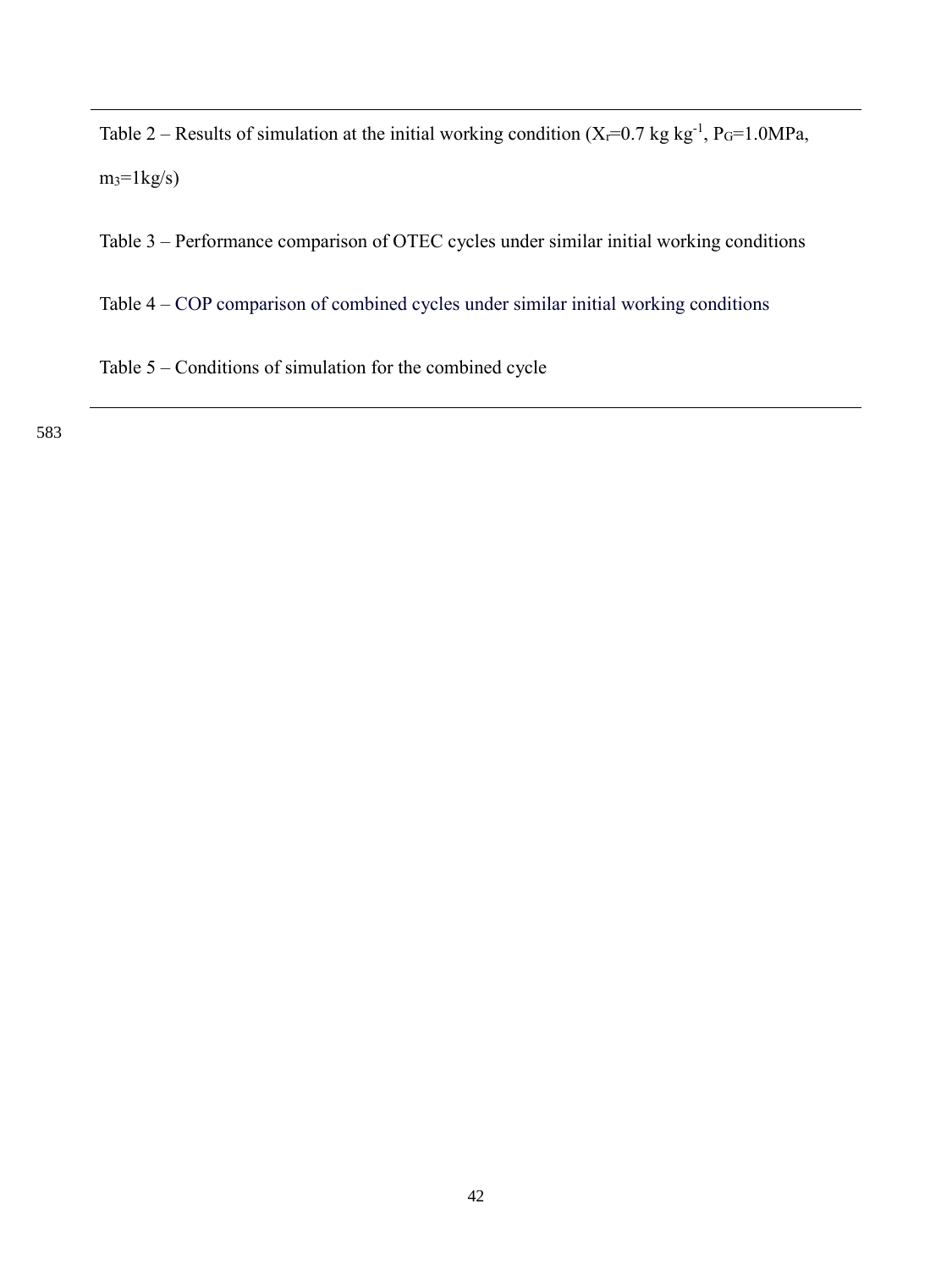Table 2 – Results of simulation at the initial working condition ($X_r$=0.7 kg kg$^{-1}$, $P_G$=1.0MPa, $m_3$=1kg/s)

Table 3 – Performance comparison of OTEC cycles under similar initial working conditions

Table 4 – COP comparison of combined cycles under similar initial working conditions

Table 5 – Conditions of simulation for the combined cycle